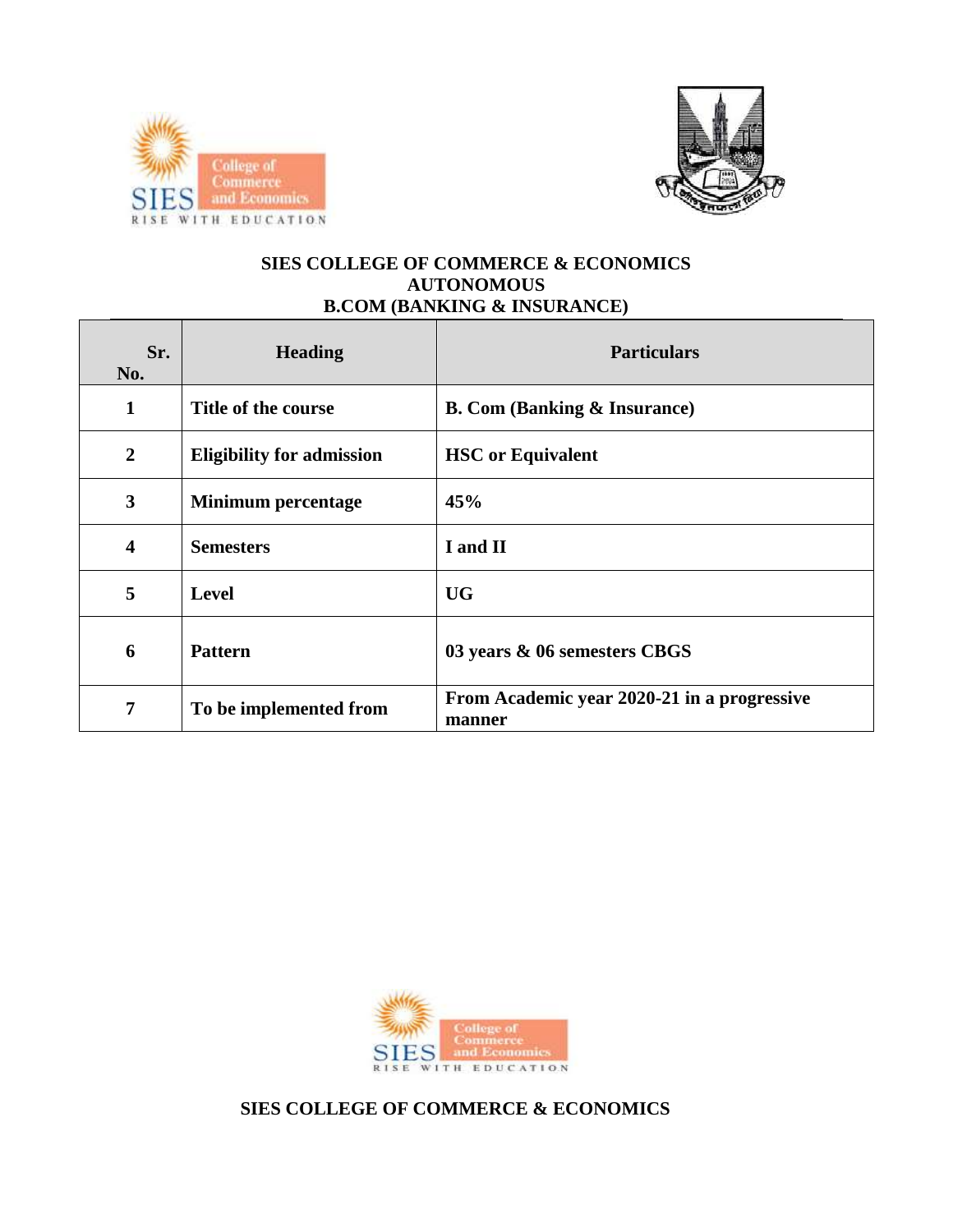# SIES COLLEGE OF COMMERCE & ECONOMICS
## AUTONOMOUS
## B.COM (BANKING & INSURANCE)

| Sr. No. | Heading | Particulars |
|---|---|---|
| 1 | Title of the course | B. Com (Banking & Insurance) |
| 2 | Eligibility for admission | HSC or Equivalent |
| 3 | Minimum percentage | 45% |
| 4 | Semesters | I and II |
| 5 | Level | UG |
| 6 | Pattern | 03 years & 06 semesters CBGS |
| 7 | To be implemented from | From Academic year 2020-21 in a progressive manner |

**SIES COLLEGE OF COMMERCE & ECONOMICS**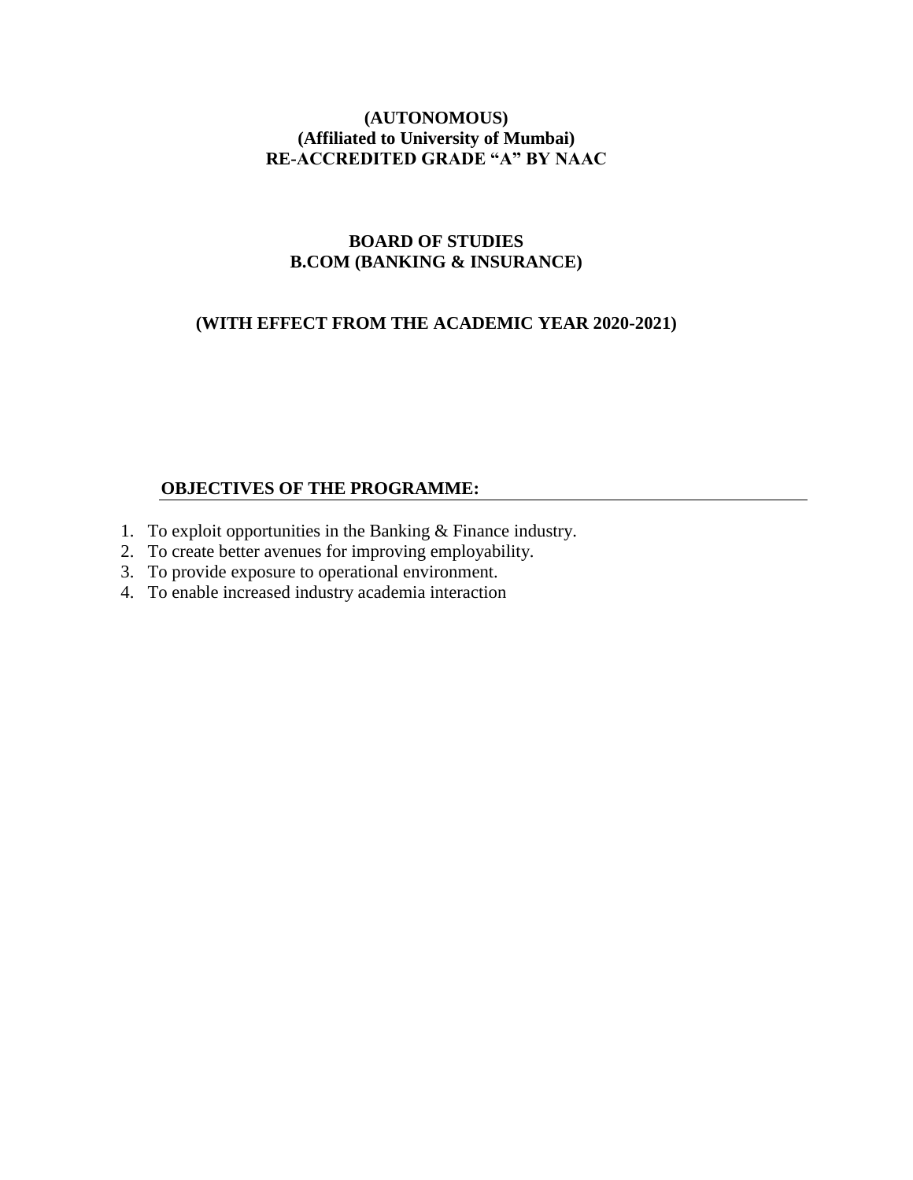**(AUTONOMOUS)**
**(Affiliated to University of Mumbai)**
**RE-ACCREDITED GRADE "A" BY NAAC**

**BOARD OF STUDIES**
**B.COM (BANKING & INSURANCE)**

**(WITH EFFECT FROM THE ACADEMIC YEAR 2020-2021)**

## OBJECTIVES OF THE PROGRAMME:

1. To exploit opportunities in the Banking & Finance industry.
2. To create better avenues for improving employability.
3. To provide exposure to operational environment.
4. To enable increased industry academia interaction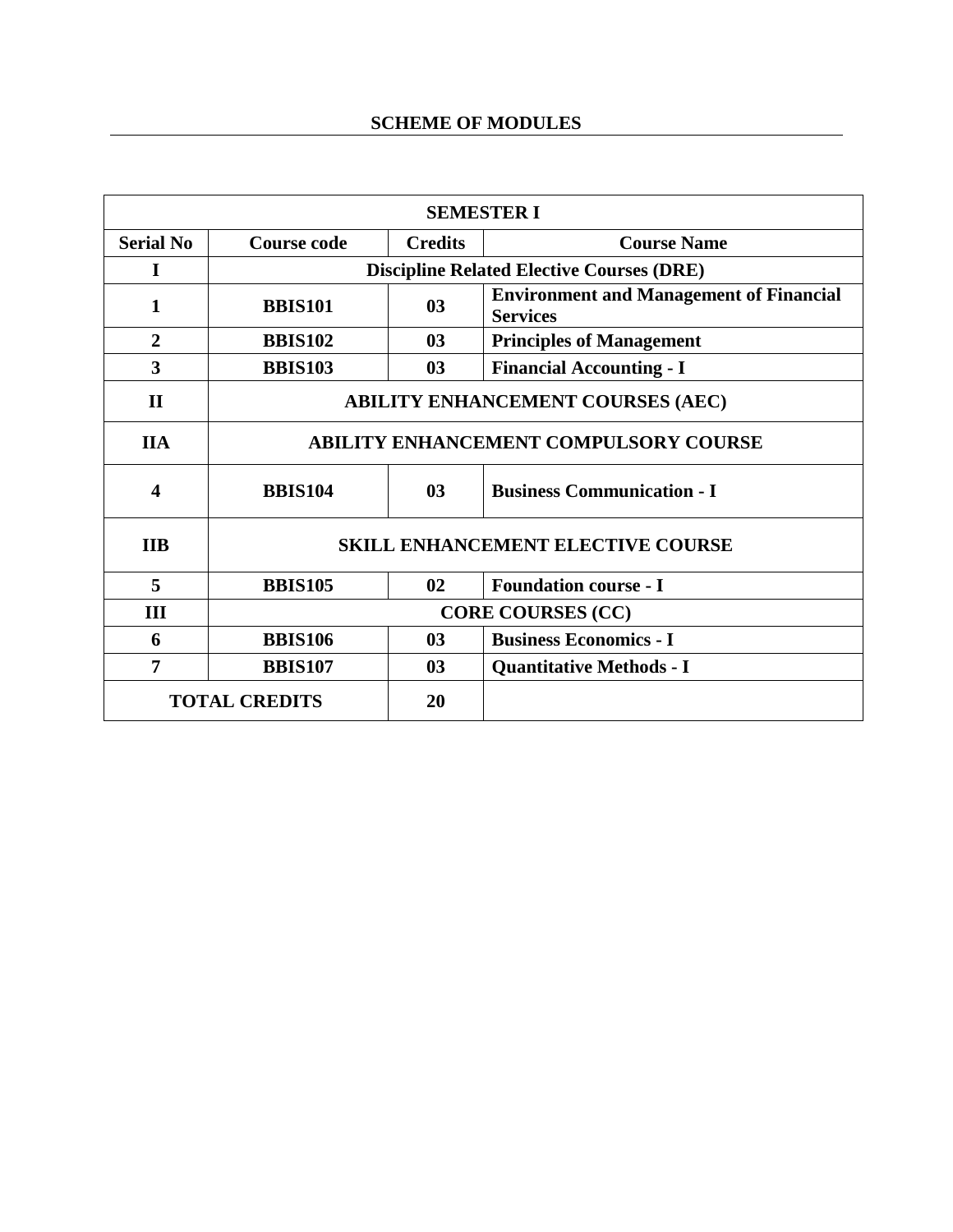## SCHEME OF MODULES

| SEMESTER I | | | |
|---|---|---|---|
| **Serial No** | **Course code** | **Credits** | **Course Name** |
| **I** | **Discipline Related Elective Courses (DRE)** | | |
| **1** | **BBIS101** | **03** | **Environment and Management of Financial Services** |
| **2** | **BBIS102** | **03** | **Principles of Management** |
| **3** | **BBIS103** | **03** | **Financial Accounting - I** |
| **II** | **ABILITY ENHANCEMENT COURSES (AEC)** | | |
| **IIA** | **ABILITY ENHANCEMENT COMPULSORY COURSE** | | |
| **4** | **BBIS104** | **03** | **Business Communication - I** |
| **IIB** | **SKILL ENHANCEMENT ELECTIVE COURSE** | | |
| **5** | **BBIS105** | **02** | **Foundation course - I** |
| **III** | **CORE COURSES (CC)** | | |
| **6** | **BBIS106** | **03** | **Business Economics - I** |
| **7** | **BBIS107** | **03** | **Quantitative Methods - I** |
| **TOTAL CREDITS** | | **20** | |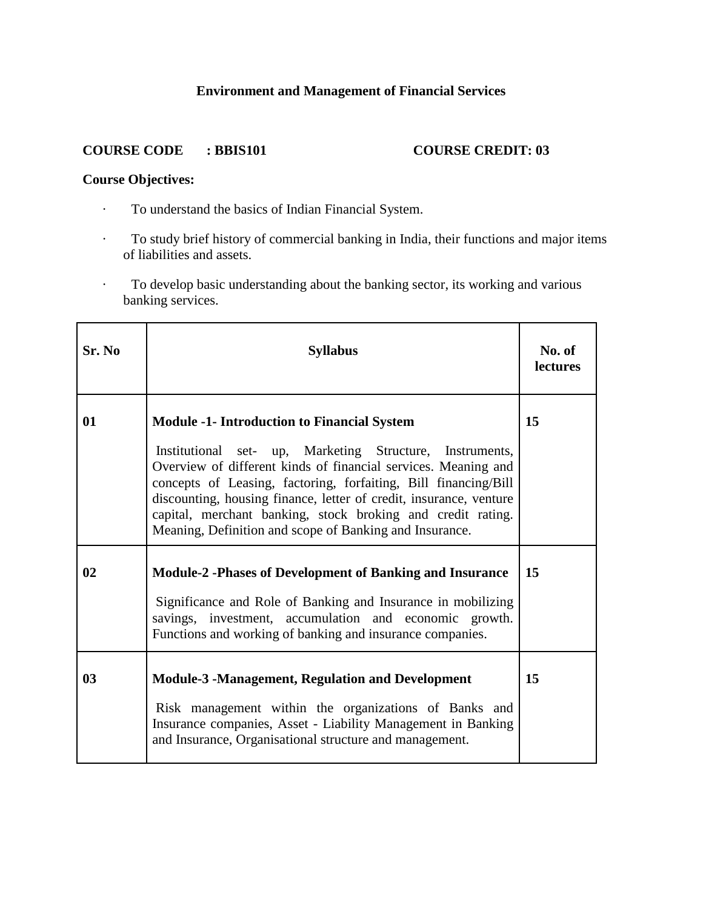**Environment and Management of Financial Services**

**COURSE CODE : BBIS101** **COURSE CREDIT: 03**

**Course Objectives:**

- To understand the basics of Indian Financial System.
- To study brief history of commercial banking in India, their functions and major items of liabilities and assets.
- To develop basic understanding about the banking sector, its working and various banking services.

| Sr. No | Syllabus | No. of lectures |
|---|---|---|
| **01** | **Module -1- Introduction to Financial System**<br><br>Institutional set- up, Marketing Structure, Instruments, Overview of different kinds of financial services. Meaning and concepts of Leasing, factoring, forfaiting, Bill financing/Bill discounting, housing finance, letter of credit, insurance, venture capital, merchant banking, stock broking and credit rating. Meaning, Definition and scope of Banking and Insurance. | **15** |
| **02** | **Module-2 -Phases of Development of Banking and Insurance**<br><br>Significance and Role of Banking and Insurance in mobilizing savings, investment, accumulation and economic growth. Functions and working of banking and insurance companies. | **15** |
| **03** | **Module-3 -Management, Regulation and Development**<br><br>Risk management within the organizations of Banks and Insurance companies, Asset - Liability Management in Banking and Insurance, Organisational structure and management. | **15** |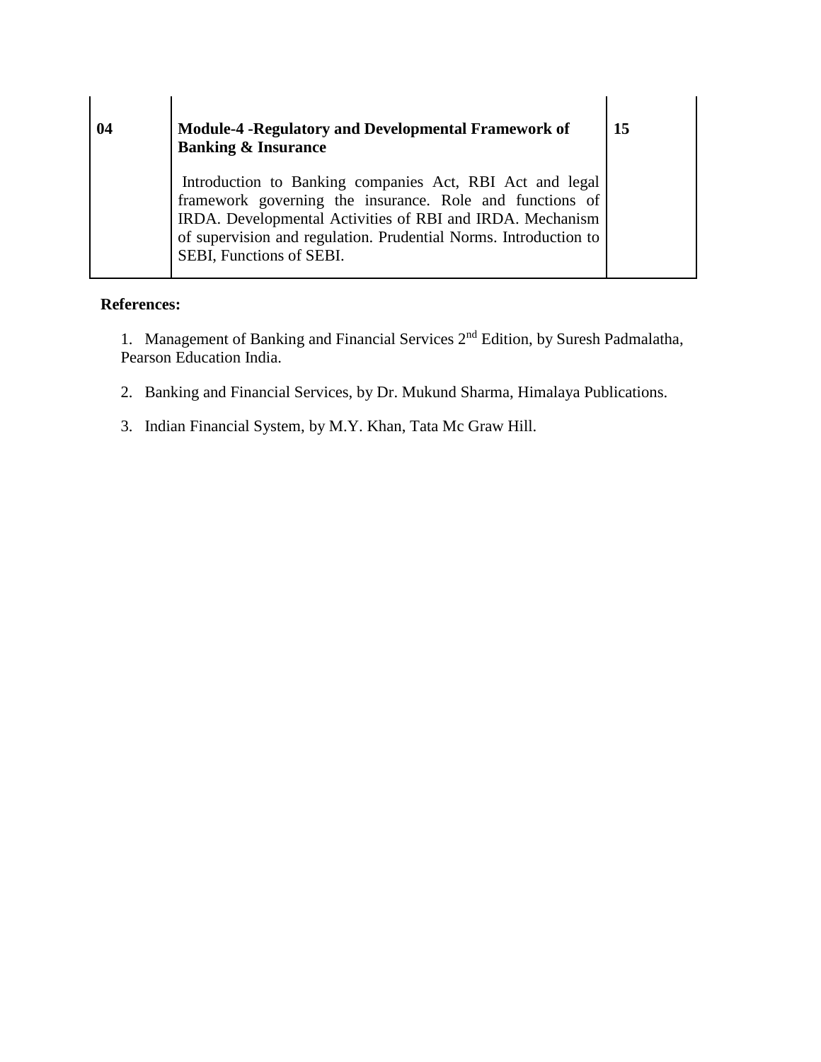| 04 | **Module-4 -Regulatory and Developmental Framework of Banking & Insurance**<br><br>Introduction to Banking companies Act, RBI Act and legal framework governing the insurance. Role and functions of IRDA. Developmental Activities of RBI and IRDA. Mechanism of supervision and regulation. Prudential Norms. Introduction to SEBI, Functions of SEBI. | **15** |
|---|---|---|

**References:**

1. Management of Banking and Financial Services 2nd Edition, by Suresh Padmalatha, Pearson Education India.
2. Banking and Financial Services, by Dr. Mukund Sharma, Himalaya Publications.
3. Indian Financial System, by M.Y. Khan, Tata Mc Graw Hill.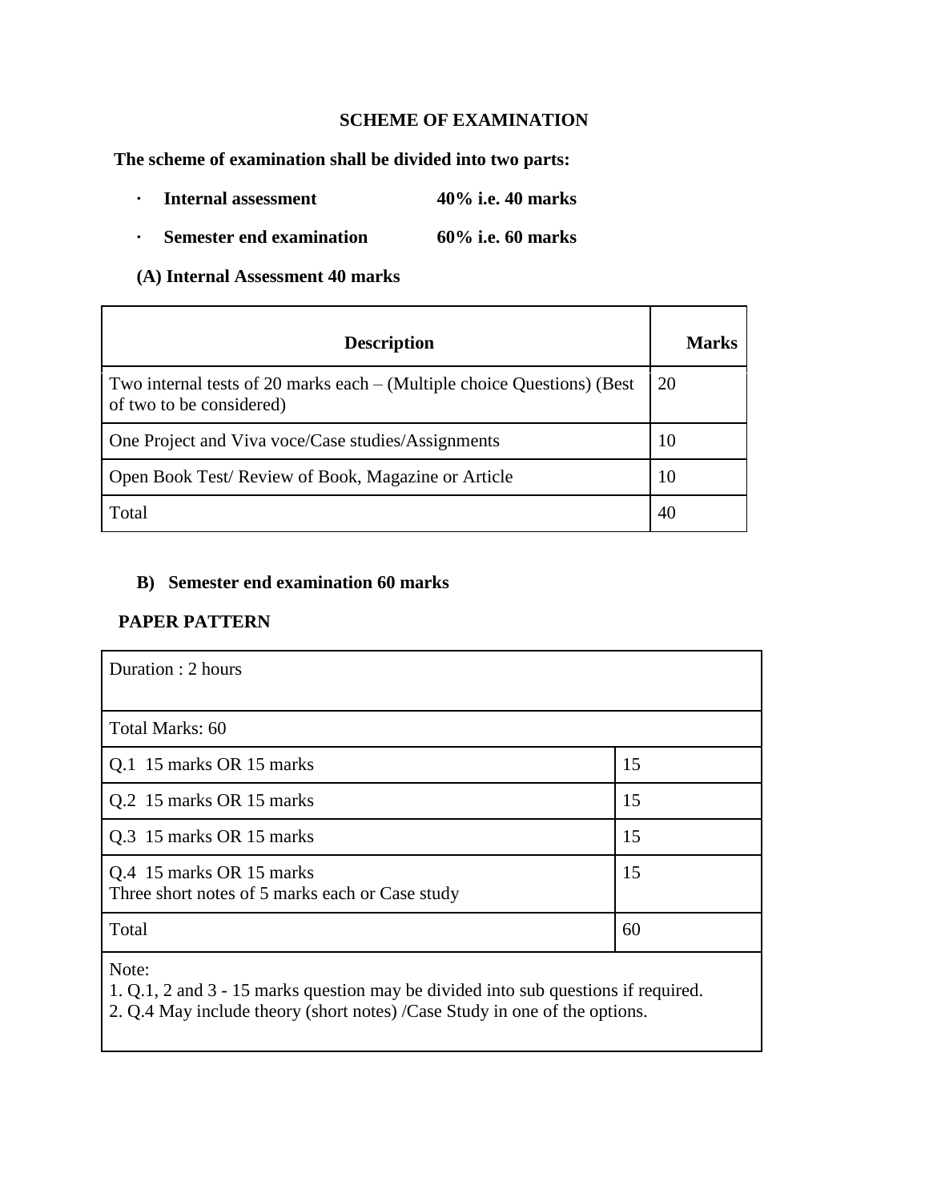## SCHEME OF EXAMINATION

**The scheme of examination shall be divided into two parts:**

- **Internal assessment** **40% i.e. 40 marks**
- **Semester end examination** **60% i.e. 60 marks**

**(A) Internal Assessment 40 marks**

| Description | Marks |
|---|---|
| Two internal tests of 20 marks each – (Multiple choice Questions) (Best of two to be considered) | 20 |
| One Project and Viva voce/Case studies/Assignments | 10 |
| Open Book Test/ Review of Book, Magazine or Article | 10 |
| Total | 40 |

**B) Semester end examination 60 marks**

**PAPER PATTERN**

| Duration : 2 hours | |
|---|---|
| Total Marks: 60 | |
| Q.1 15 marks OR 15 marks | 15 |
| Q.2 15 marks OR 15 marks | 15 |
| Q.3 15 marks OR 15 marks | 15 |
| Q.4 15 marks OR 15 marks<br>Three short notes of 5 marks each or Case study | 15 |
| Total | 60 |
| Note:<br>1. Q.1, 2 and 3 - 15 marks question may be divided into sub questions if required.<br>2. Q.4 May include theory (short notes) /Case Study in one of the options. | |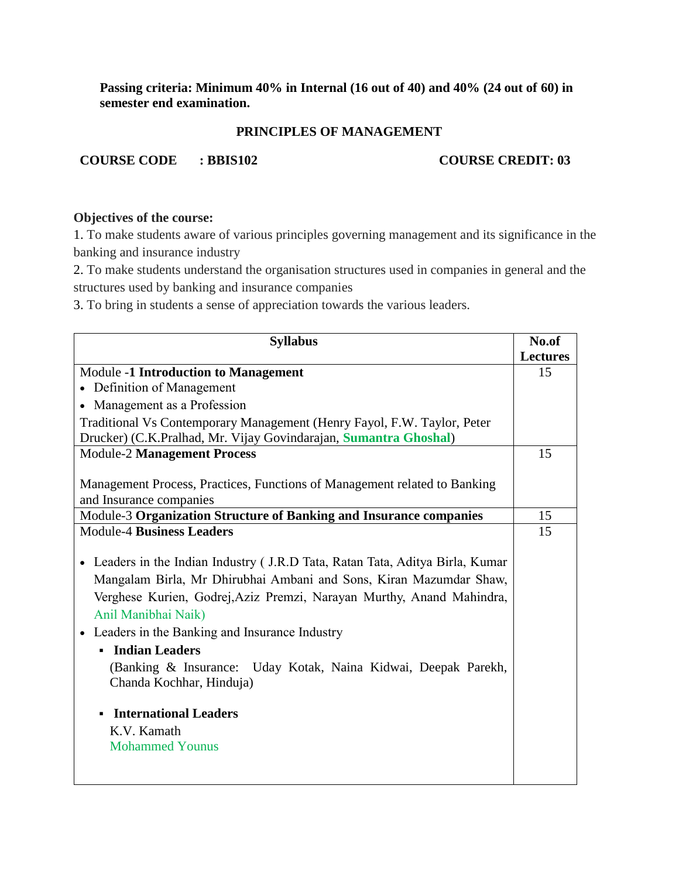**Passing criteria: Minimum 40% in Internal (16 out of 40) and 40% (24 out of 60) in semester end examination.**

## PRINCIPLES OF MANAGEMENT

**COURSE CODE : BBIS102** **COURSE CREDIT: 03**

**Objectives of the course:**

1. To make students aware of various principles governing management and its significance in the banking and insurance industry
2. To make students understand the organisation structures used in companies in general and the structures used by banking and insurance companies
3. To bring in students a sense of appreciation towards the various leaders.

| Syllabus | No.of Lectures |
|---|---|
| Module -**1 Introduction to Management**<br>• Definition of Management<br>• Management as a Profession<br>Traditional Vs Contemporary Management (Henry Fayol, F.W. Taylor, Peter Drucker) (C.K.Pralhad, Mr. Vijay Govindarajan, **Sumantra Ghoshal**) | 15 |
| Module-2 **Management Process**<br><br>Management Process, Practices, Functions of Management related to Banking and Insurance companies | 15 |
| Module-3 **Organization Structure of Banking and Insurance companies** | 15 |
| Module-4 **Business Leaders**<br><br>• Leaders in the Indian Industry ( J.R.D Tata, Ratan Tata, Aditya Birla, Kumar Mangalam Birla, Mr Dhirubhai Ambani and Sons, Kiran Mazumdar Shaw, Verghese Kurien, Godrej,Aziz Premzi, Narayan Murthy, Anand Mahindra, Anil Manibhai Naik)<br>• Leaders in the Banking and Insurance Industry<br>▪ **Indian Leaders**<br>(Banking & Insurance: Uday Kotak, Naina Kidwai, Deepak Parekh, Chanda Kochhar, Hinduja)<br><br>▪ **International Leaders**<br>K.V. Kamath<br>Mohammed Younus | 15 |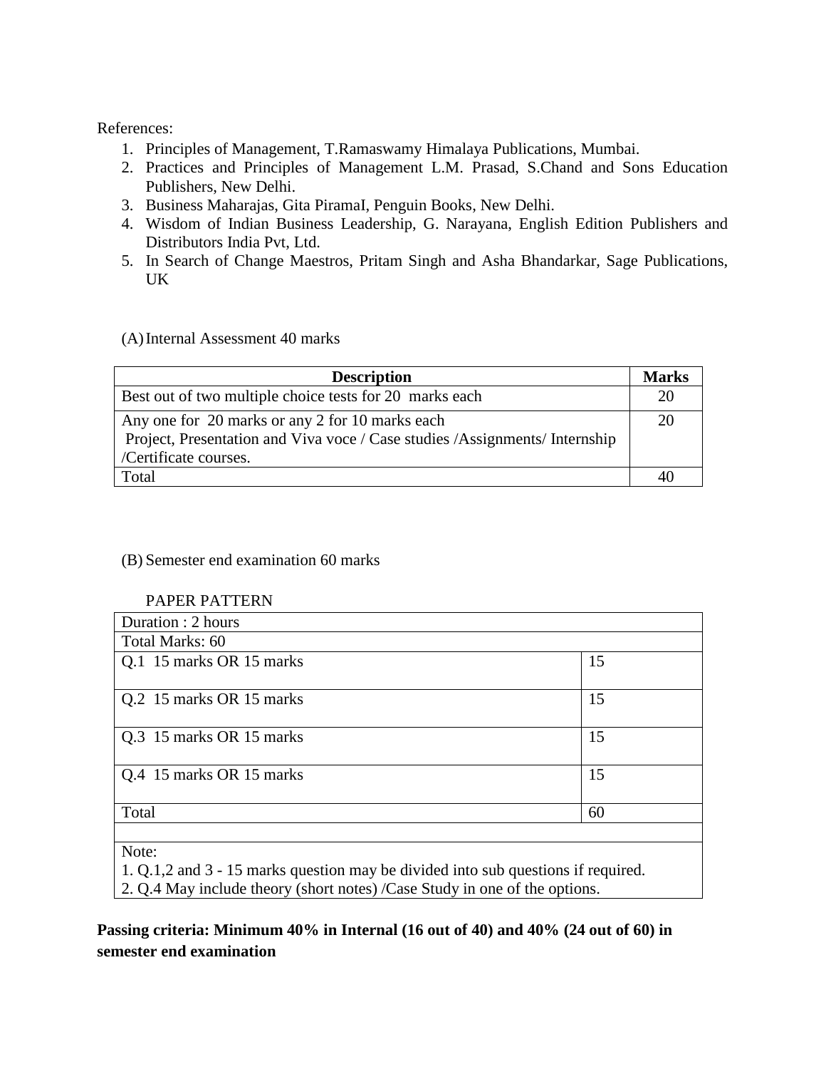References:

1. Principles of Management, T.Ramaswamy Himalaya Publications, Mumbai.
2. Practices and Principles of Management L.M. Prasad, S.Chand and Sons Education Publishers, New Delhi.
3. Business Maharajas, Gita PiramaI, Penguin Books, New Delhi.
4. Wisdom of Indian Business Leadership, G. Narayana, English Edition Publishers and Distributors India Pvt, Ltd.
5. In Search of Change Maestros, Pritam Singh and Asha Bhandarkar, Sage Publications, UK

(A) Internal Assessment 40 marks

| Description | Marks |
|---|---|
| Best out of two multiple choice tests for 20 marks each | 20 |
| Any one for 20 marks or any 2 for 10 marks each<br>Project, Presentation and Viva voce / Case studies /Assignments/ Internship /Certificate courses. | 20 |
| Total | 40 |

(B) Semester end examination 60 marks

PAPER PATTERN

| Duration : 2 hours | |
|---|---|
| Total Marks: 60 | |
| Q.1 15 marks OR 15 marks | 15 |
| Q.2 15 marks OR 15 marks | 15 |
| Q.3 15 marks OR 15 marks | 15 |
| Q.4 15 marks OR 15 marks | 15 |
| Total | 60 |
| | |
| Note:<br>1. Q.1,2 and 3 - 15 marks question may be divided into sub questions if required.<br>2. Q.4 May include theory (short notes) /Case Study in one of the options. | |

**Passing criteria: Minimum 40% in Internal (16 out of 40) and 40% (24 out of 60) in semester end examination**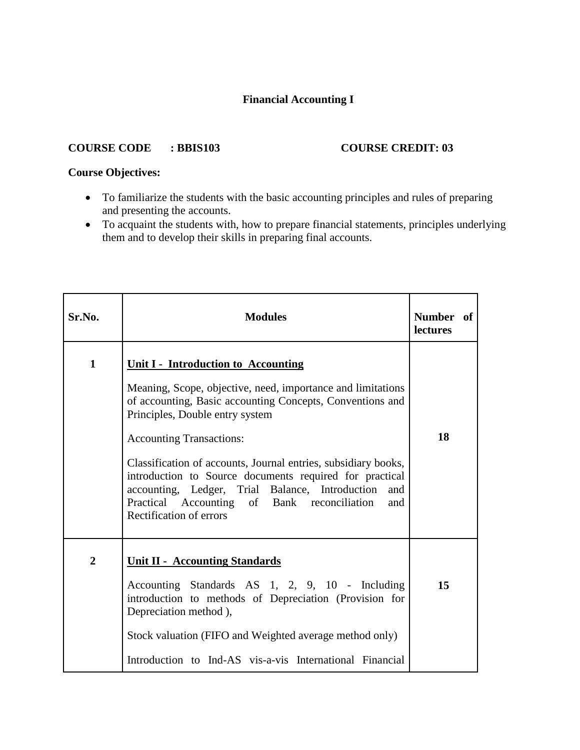# Financial Accounting I

**COURSE CODE : BBIS103** **COURSE CREDIT: 03**

**Course Objectives:**

- To familiarize the students with the basic accounting principles and rules of preparing and presenting the accounts.
- To acquaint the students with, how to prepare financial statements, principles underlying them and to develop their skills in preparing final accounts.

| Sr.No. | Modules | Number of lectures |
|---|---|---|
| **1** | **Unit I - Introduction to Accounting**<br><br>Meaning, Scope, objective, need, importance and limitations of accounting, Basic accounting Concepts, Conventions and Principles, Double entry system<br><br>Accounting Transactions:<br><br>Classification of accounts, Journal entries, subsidiary books, introduction to Source documents required for practical accounting, Ledger, Trial Balance, Introduction and Practical Accounting of Bank reconciliation and Rectification of errors | **18** |
| **2** | **Unit II - Accounting Standards**<br><br>Accounting Standards AS 1, 2, 9, 10 - Including introduction to methods of Depreciation (Provision for Depreciation method ),<br><br>Stock valuation (FIFO and Weighted average method only)<br><br>Introduction to Ind-AS vis-a-vis International Financial | **15** |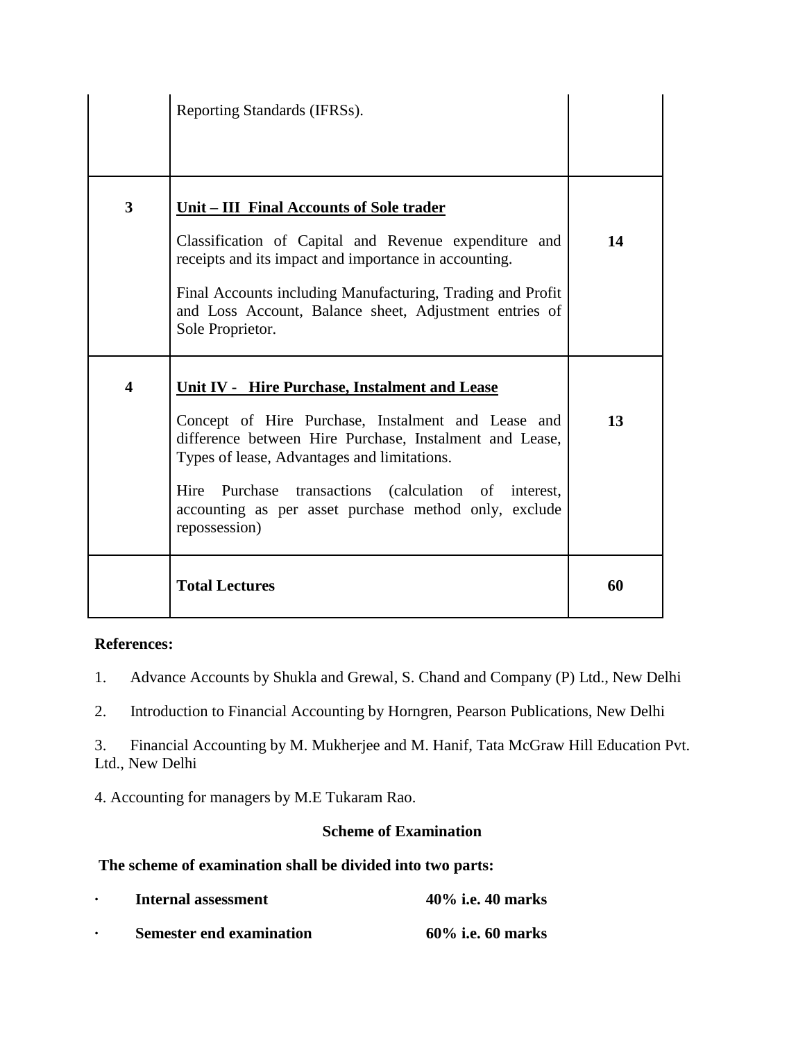| | | |
|---|---|---|
| | Reporting Standards (IFRSs). | |
| 3 | **Unit – III Final Accounts of Sole trader**<br><br>Classification of Capital and Revenue expenditure and receipts and its impact and importance in accounting.<br><br>Final Accounts including Manufacturing, Trading and Profit and Loss Account, Balance sheet, Adjustment entries of Sole Proprietor. | 14 |
| 4 | **Unit IV - Hire Purchase, Instalment and Lease**<br><br>Concept of Hire Purchase, Instalment and Lease and difference between Hire Purchase, Instalment and Lease, Types of lease, Advantages and limitations.<br><br>Hire Purchase transactions (calculation of interest, accounting as per asset purchase method only, exclude repossession) | 13 |
| | **Total Lectures** | **60** |

**References:**

1. Advance Accounts by Shukla and Grewal, S. Chand and Company (P) Ltd., New Delhi

2. Introduction to Financial Accounting by Horngren, Pearson Publications, New Delhi

3. Financial Accounting by M. Mukherjee and M. Hanif, Tata McGraw Hill Education Pvt. Ltd., New Delhi

4. Accounting for managers by M.E Tukaram Rao.

**Scheme of Examination**

**The scheme of examination shall be divided into two parts:**

- **Internal assessment** **40% i.e. 40 marks**
- **Semester end examination** **60% i.e. 60 marks**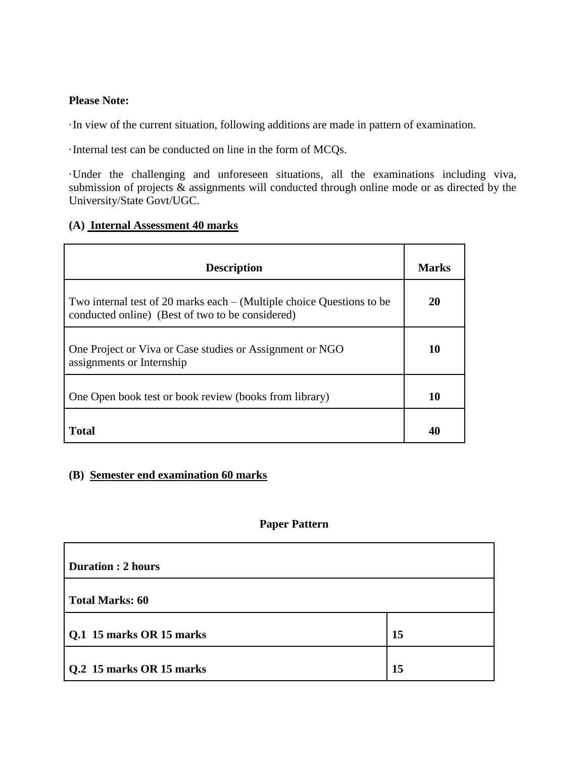**Please Note:**

· In view of the current situation, following additions are made in pattern of examination.

· Internal test can be conducted on line in the form of MCQs.

· Under the challenging and unforeseen situations, all the examinations including viva, submission of projects & assignments will conducted through online mode or as directed by the University/State Govt/UGC.

**(A) Internal Assessment 40 marks**

| Description | Marks |
|---|---|
| Two internal test of 20 marks each – (Multiple choice Questions to be conducted online) (Best of two to be considered) | **20** |
| One Project or Viva or Case studies or Assignment or NGO assignments or Internship | **10** |
| One Open book test or book review (books from library) | **10** |
| **Total** | **40** |

**(B) Semester end examination 60 marks**

**Paper Pattern**

| **Duration : 2 hours** | |
|---|---|
| **Total Marks: 60** | |
| **Q.1 15 marks OR 15 marks** | **15** |
| **Q.2 15 marks OR 15 marks** | **15** |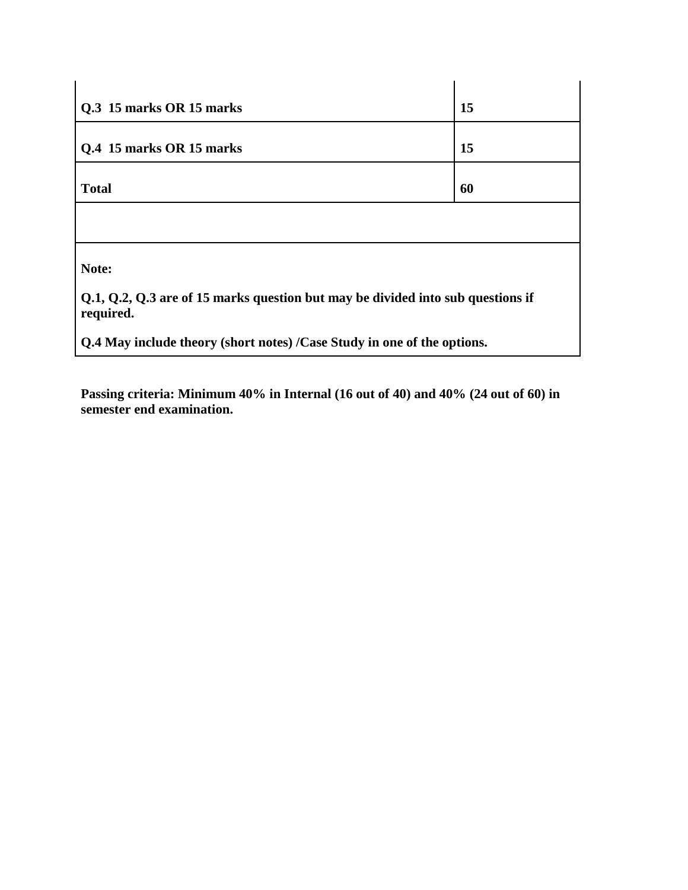| | |
|---|---|
| **Q.3 15 marks OR 15 marks** | **15** |
| **Q.4 15 marks OR 15 marks** | **15** |
| **Total** | **60** |
| | |
| **Note:**<br><br>**Q.1, Q.2, Q.3 are of 15 marks question but may be divided into sub questions if required.**<br><br>**Q.4 May include theory (short notes) /Case Study in one of the options.** | |

**Passing criteria: Minimum 40% in Internal (16 out of 40) and 40% (24 out of 60) in semester end examination.**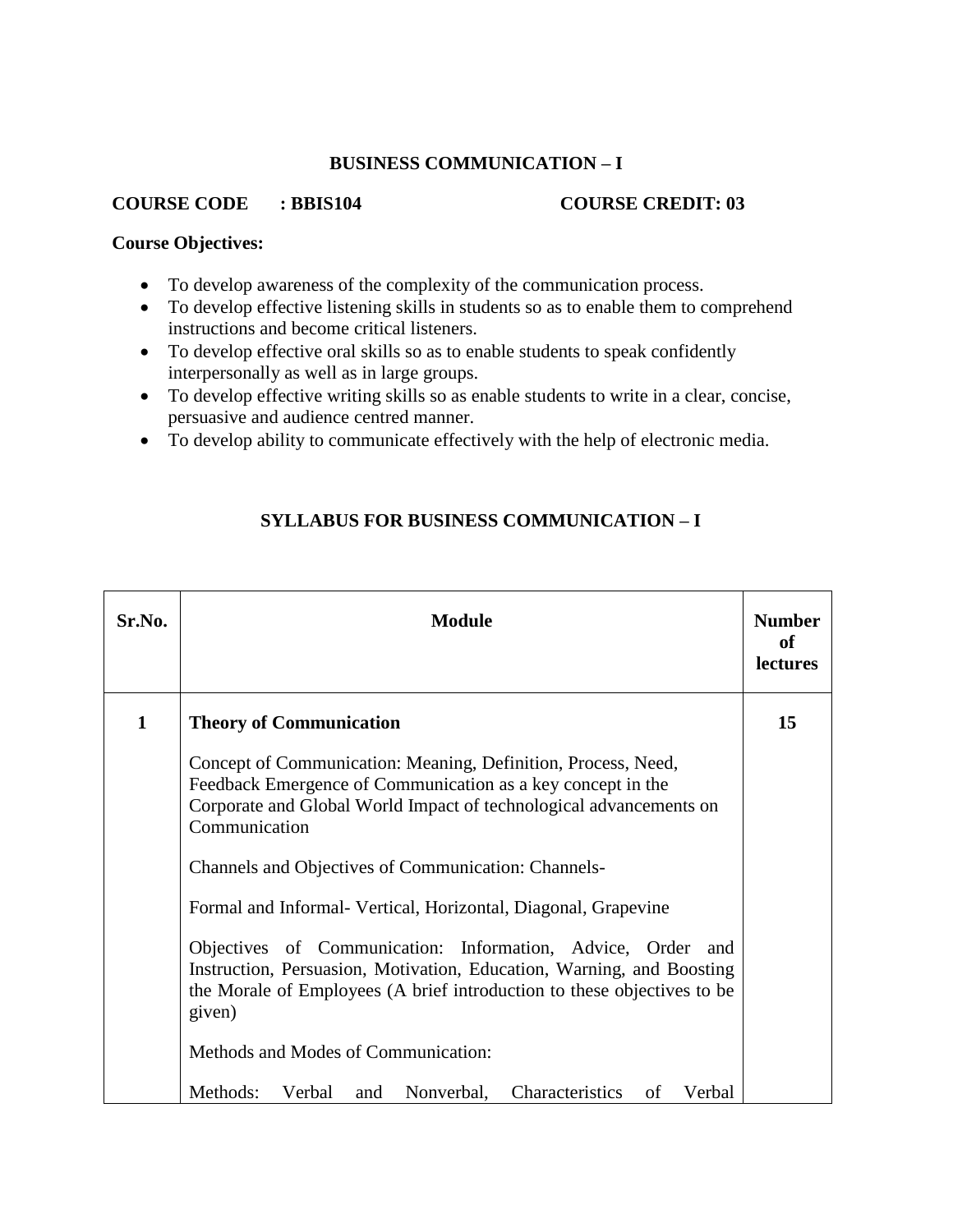**BUSINESS COMMUNICATION – I**

**COURSE CODE : BBIS104** **COURSE CREDIT: 03**

**Course Objectives:**

- To develop awareness of the complexity of the communication process.
- To develop effective listening skills in students so as to enable them to comprehend instructions and become critical listeners.
- To develop effective oral skills so as to enable students to speak confidently interpersonally as well as in large groups.
- To develop effective writing skills so as enable students to write in a clear, concise, persuasive and audience centred manner.
- To develop ability to communicate effectively with the help of electronic media.

**SYLLABUS FOR BUSINESS COMMUNICATION – I**

| Sr.No. | Module | Number of lectures |
|---|---|---|
| **1** | **Theory of Communication**<br><br>Concept of Communication: Meaning, Definition, Process, Need, Feedback Emergence of Communication as a key concept in the Corporate and Global World Impact of technological advancements on Communication<br><br>Channels and Objectives of Communication: Channels-<br><br>Formal and Informal- Vertical, Horizontal, Diagonal, Grapevine<br><br>Objectives of Communication: Information, Advice, Order and Instruction, Persuasion, Motivation, Education, Warning, and Boosting the Morale of Employees (A brief introduction to these objectives to be given)<br><br>Methods and Modes of Communication:<br><br>Methods: Verbal and Nonverbal, Characteristics of Verbal | **15** |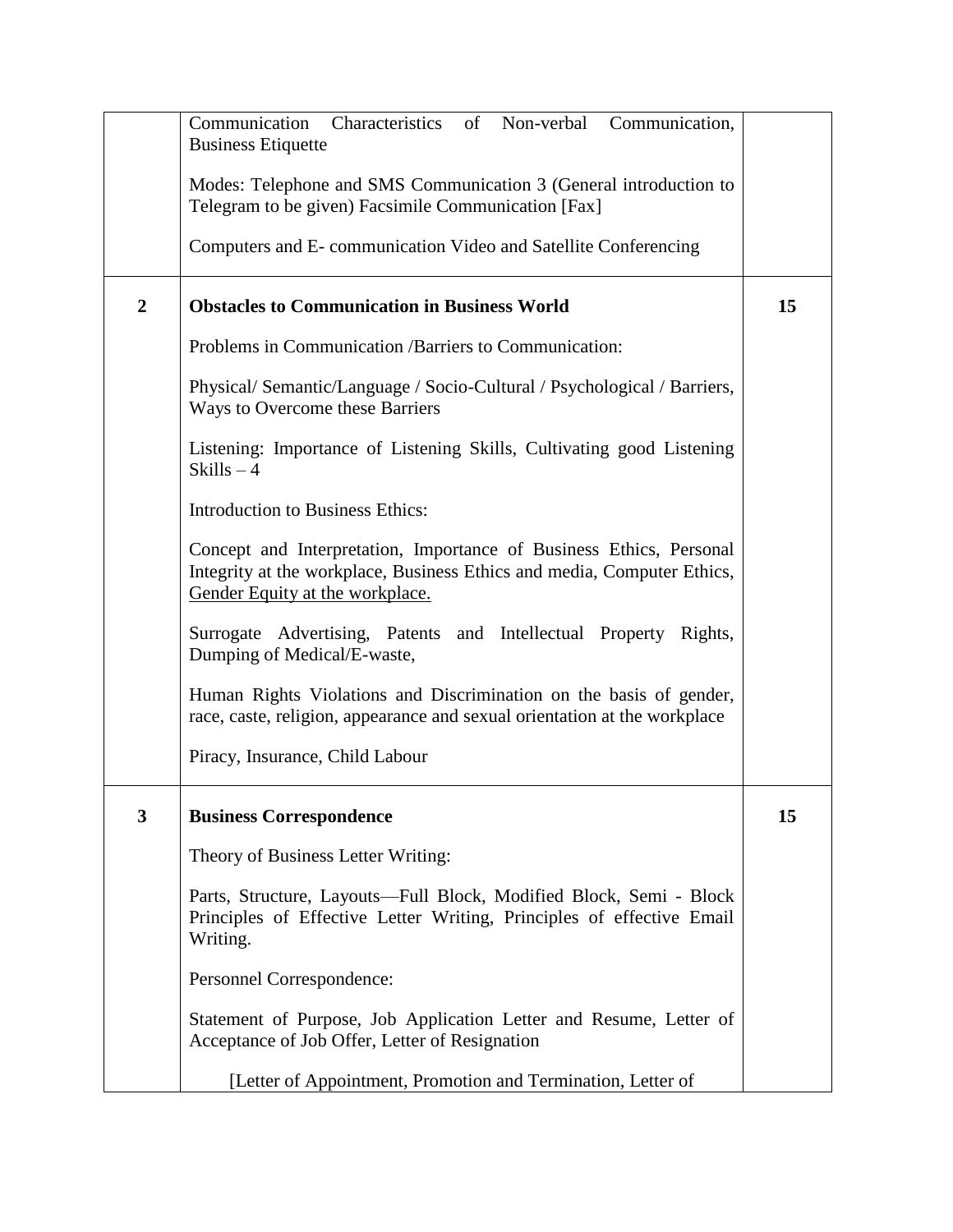| | | |
|---|---|---|
| | Communication Characteristics of Non-verbal Communication, Business Etiquette<br><br>Modes: Telephone and SMS Communication 3 (General introduction to Telegram to be given) Facsimile Communication [Fax]<br><br>Computers and E- communication Video and Satellite Conferencing | |
| **2** | **Obstacles to Communication in Business World**<br><br>Problems in Communication /Barriers to Communication:<br><br>Physical/ Semantic/Language / Socio-Cultural / Psychological / Barriers, Ways to Overcome these Barriers<br><br>Listening: Importance of Listening Skills, Cultivating good Listening Skills – 4<br><br>Introduction to Business Ethics:<br><br>Concept and Interpretation, Importance of Business Ethics, Personal Integrity at the workplace, Business Ethics and media, Computer Ethics, <u>Gender Equity at the workplace.</u><br><br>Surrogate Advertising, Patents and Intellectual Property Rights, Dumping of Medical/E-waste,<br><br>Human Rights Violations and Discrimination on the basis of gender, race, caste, religion, appearance and sexual orientation at the workplace<br><br>Piracy, Insurance, Child Labour | **15** |
| **3** | **Business Correspondence**<br><br>Theory of Business Letter Writing:<br><br>Parts, Structure, Layouts—Full Block, Modified Block, Semi - Block Principles of Effective Letter Writing, Principles of effective Email Writing.<br><br>Personnel Correspondence:<br><br>Statement of Purpose, Job Application Letter and Resume, Letter of Acceptance of Job Offer, Letter of Resignation<br><br>[Letter of Appointment, Promotion and Termination, Letter of | **15** |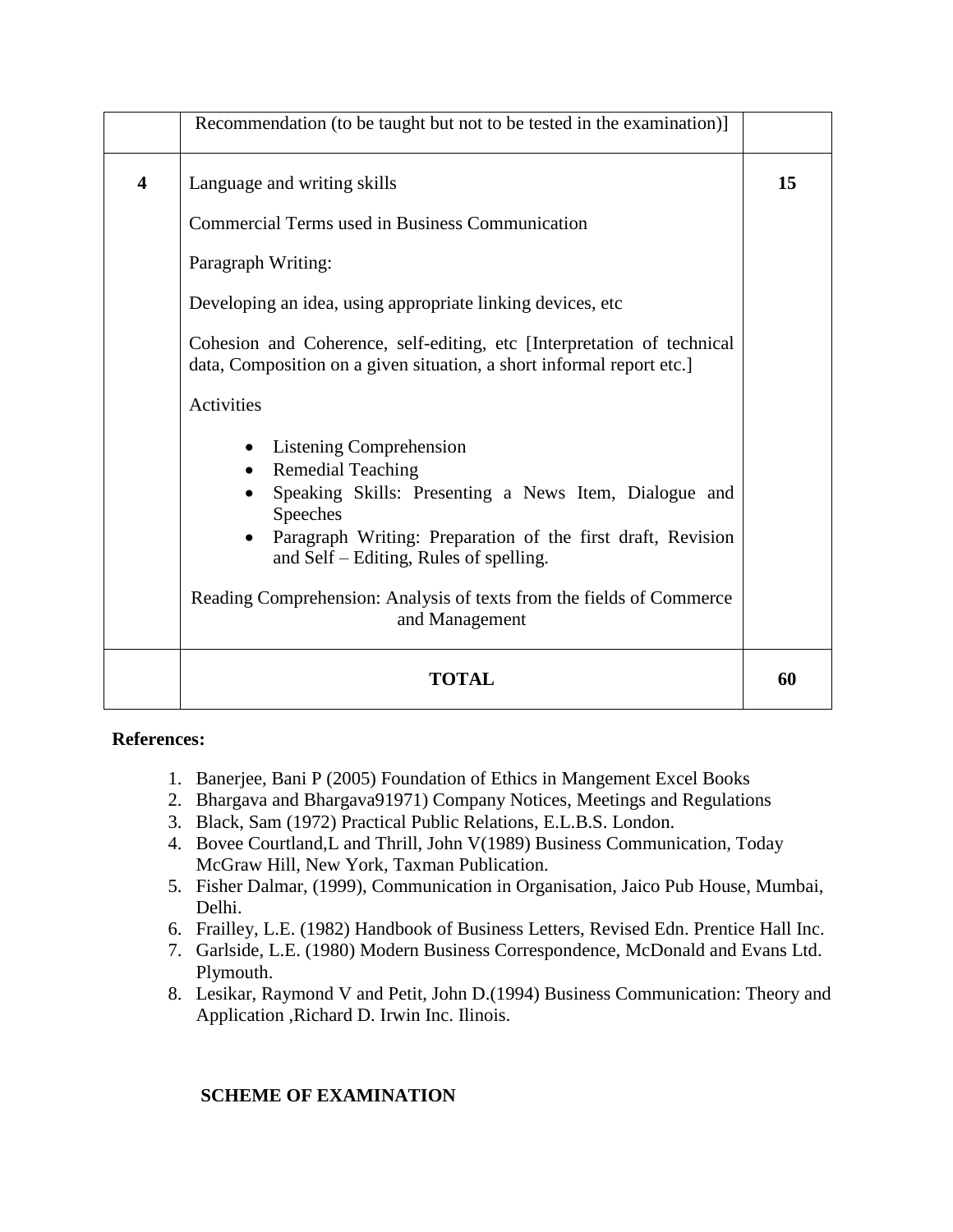| | | |
|---|---|---|
| | Recommendation (to be taught but not to be tested in the examination)] | |
| **4** | Language and writing skills<br><br>Commercial Terms used in Business Communication<br><br>Paragraph Writing:<br><br>Developing an idea, using appropriate linking devices, etc<br><br>Cohesion and Coherence, self-editing, etc [Interpretation of technical data, Composition on a given situation, a short informal report etc.]<br><br>Activities<br><br>• Listening Comprehension<br>• Remedial Teaching<br>• Speaking Skills: Presenting a News Item, Dialogue and Speeches<br>• Paragraph Writing: Preparation of the first draft, Revision and Self – Editing, Rules of spelling.<br><br>Reading Comprehension: Analysis of texts from the fields of Commerce and Management | **15** |
| | **TOTAL** | **60** |

**References:**

1. Banerjee, Bani P (2005) Foundation of Ethics in Mangement Excel Books
2. Bhargava and Bhargava91971) Company Notices, Meetings and Regulations
3. Black, Sam (1972) Practical Public Relations, E.L.B.S. London.
4. Bovee Courtland,L and Thrill, John V(1989) Business Communication, Today McGraw Hill, New York, Taxman Publication.
5. Fisher Dalmar, (1999), Communication in Organisation, Jaico Pub House, Mumbai, Delhi.
6. Frailley, L.E. (1982) Handbook of Business Letters, Revised Edn. Prentice Hall Inc.
7. Garlside, L.E. (1980) Modern Business Correspondence, McDonald and Evans Ltd. Plymouth.
8. Lesikar, Raymond V and Petit, John D.(1994) Business Communication: Theory and Application ,Richard D. Irwin Inc. Ilinois.

**SCHEME OF EXAMINATION**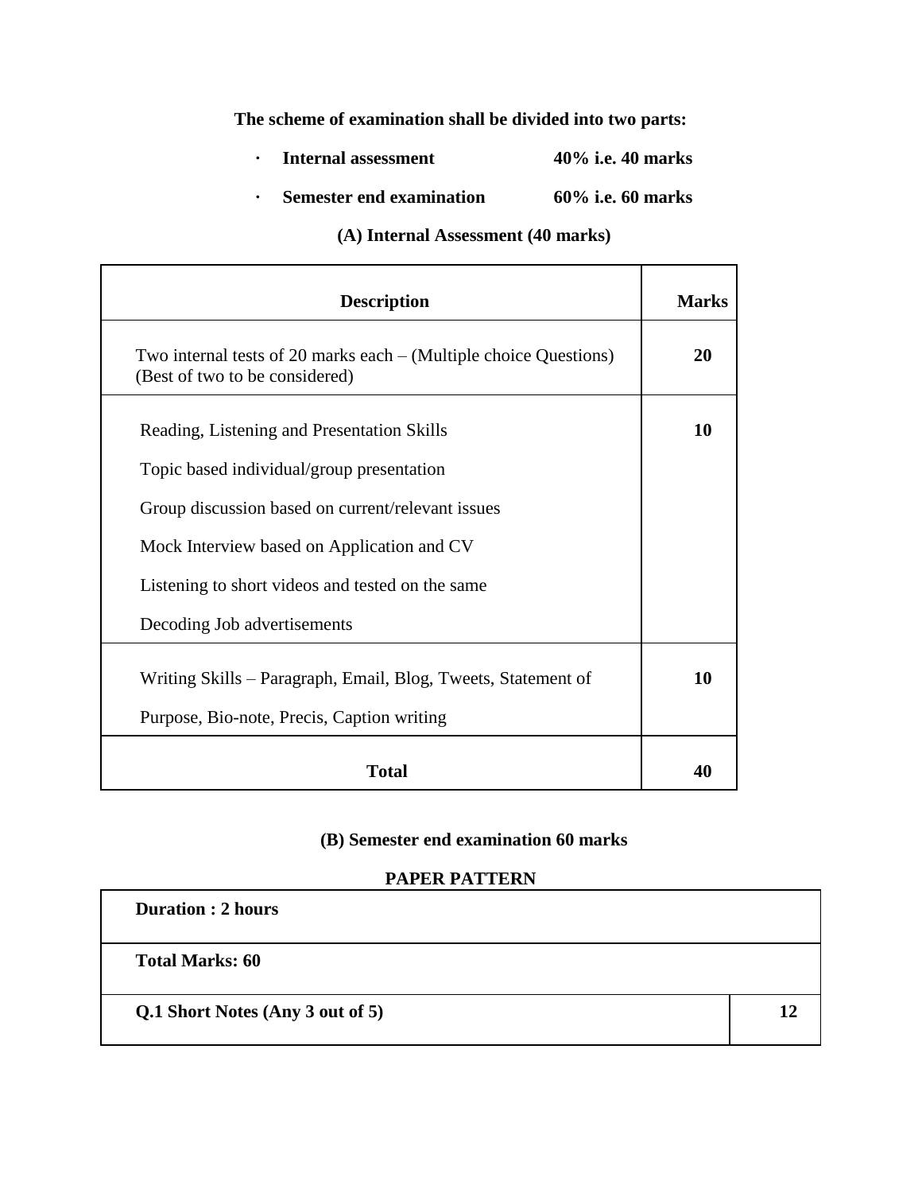**The scheme of examination shall be divided into two parts:**

- **Internal assessment** **40% i.e. 40 marks**
- **Semester end examination** **60% i.e. 60 marks**

**(A) Internal Assessment (40 marks)**

| Description | Marks |
|---|---|
| Two internal tests of 20 marks each – (Multiple choice Questions) (Best of two to be considered) | **20** |
| Reading, Listening and Presentation Skills<br>Topic based individual/group presentation<br>Group discussion based on current/relevant issues<br>Mock Interview based on Application and CV<br>Listening to short videos and tested on the same<br>Decoding Job advertisements | **10** |
| Writing Skills – Paragraph, Email, Blog, Tweets, Statement of Purpose, Bio-note, Precis, Caption writing | **10** |
| **Total** | **40** |

**(B) Semester end examination 60 marks**

**PAPER PATTERN**

| **Duration : 2 hours** | |
|---|---|
| **Total Marks: 60** | |
| **Q.1 Short Notes (Any 3 out of 5)** | **12** |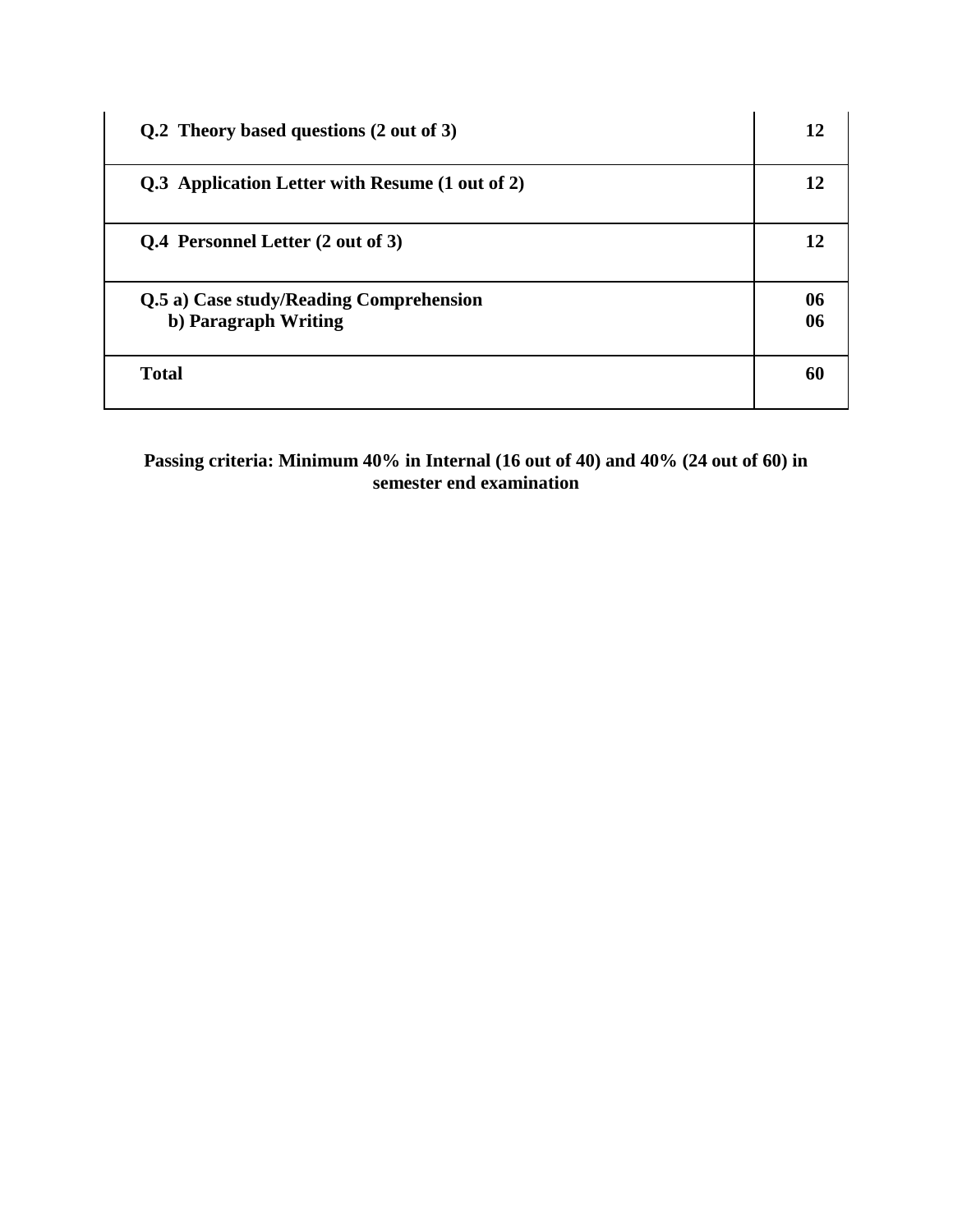| | |
|---|---|
| **Q.2 Theory based questions (2 out of 3)** | **12** |
| **Q.3 Application Letter with Resume (1 out of 2)** | **12** |
| **Q.4 Personnel Letter (2 out of 3)** | **12** |
| **Q.5 a) Case study/Reading Comprehension**<br>**b) Paragraph Writing** | **06**<br>**06** |
| **Total** | **60** |

**Passing criteria: Minimum 40% in Internal (16 out of 40) and 40% (24 out of 60) in semester end examination**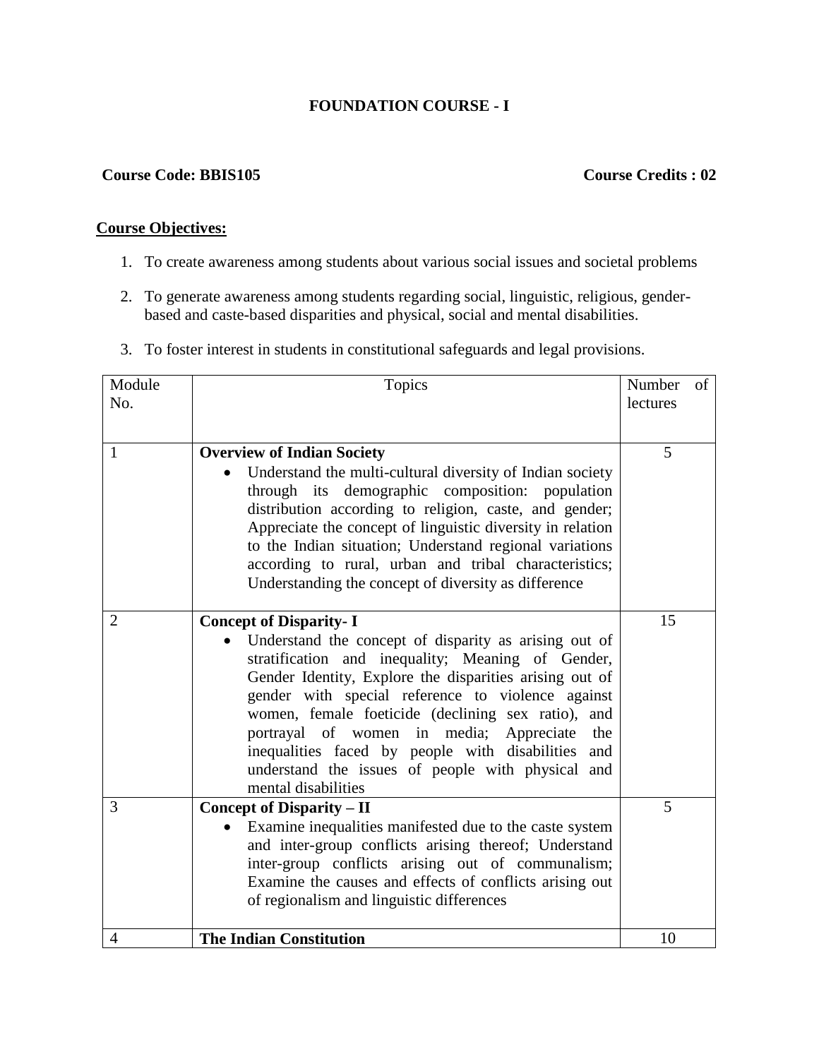**FOUNDATION COURSE - I**

**Course Code: BBIS105** **Course Credits : 02**

**Course Objectives:**

1. To create awareness among students about various social issues and societal problems
2. To generate awareness among students regarding social, linguistic, religious, gender-based and caste-based disparities and physical, social and mental disabilities.
3. To foster interest in students in constitutional safeguards and legal provisions.

| Module No. | Topics | Number of lectures |
|---|---|---|
| 1 | **Overview of Indian Society**<br>• Understand the multi-cultural diversity of Indian society through its demographic composition: population distribution according to religion, caste, and gender; Appreciate the concept of linguistic diversity in relation to the Indian situation; Understand regional variations according to rural, urban and tribal characteristics; Understanding the concept of diversity as difference | 5 |
| 2 | **Concept of Disparity- I**<br>• Understand the concept of disparity as arising out of stratification and inequality; Meaning of Gender, Gender Identity, Explore the disparities arising out of gender with special reference to violence against women, female foeticide (declining sex ratio), and portrayal of women in media; Appreciate the inequalities faced by people with disabilities and understand the issues of people with physical and mental disabilities | 15 |
| 3 | **Concept of Disparity – II**<br>• Examine inequalities manifested due to the caste system and inter-group conflicts arising thereof; Understand inter-group conflicts arising out of communalism; Examine the causes and effects of conflicts arising out of regionalism and linguistic differences | 5 |
| 4 | **The Indian Constitution** | 10 |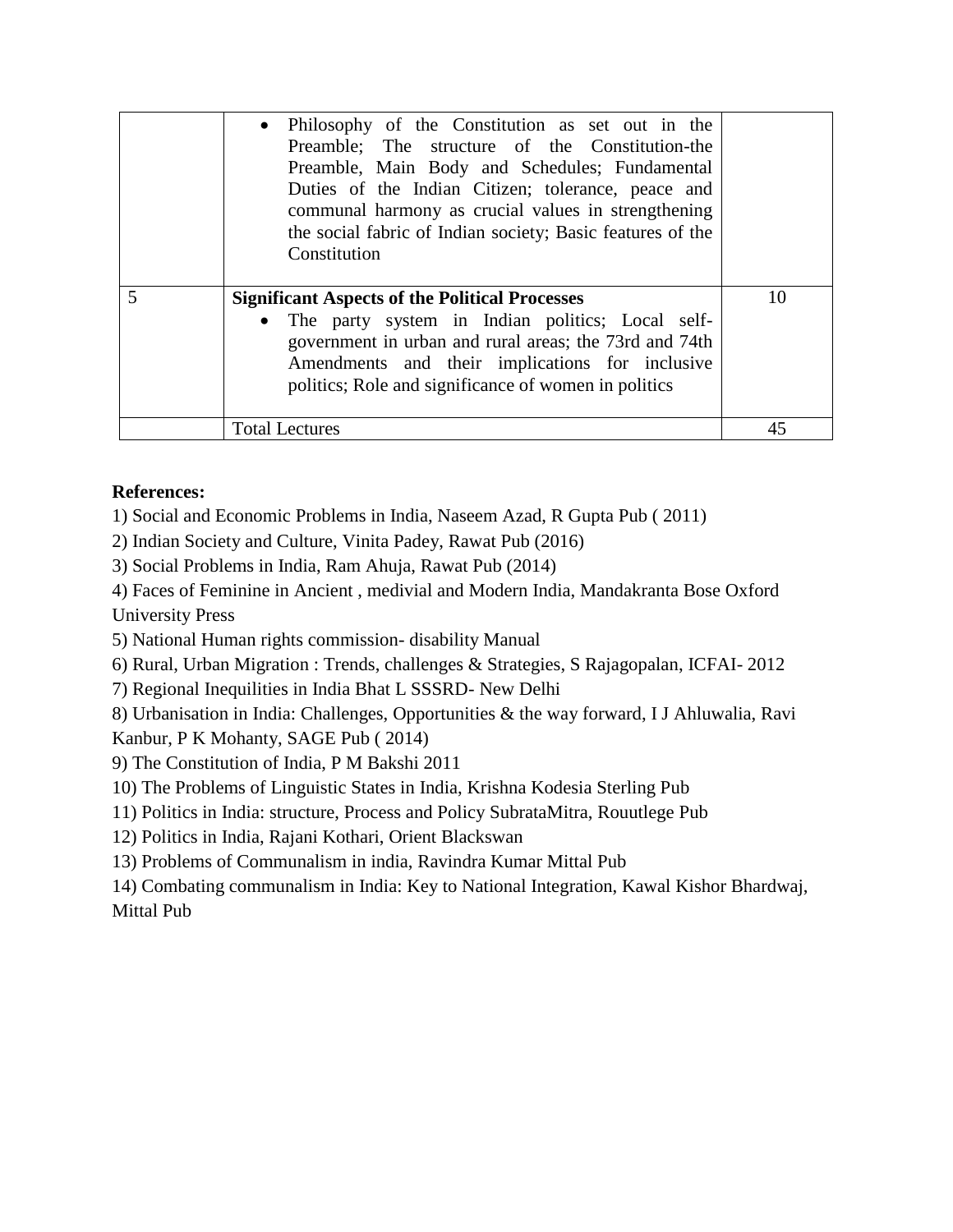| | | |
|---|---|---|
| | • Philosophy of the Constitution as set out in the Preamble; The structure of the Constitution-the Preamble, Main Body and Schedules; Fundamental Duties of the Indian Citizen; tolerance, peace and communal harmony as crucial values in strengthening the social fabric of Indian society; Basic features of the Constitution | |
| 5 | **Significant Aspects of the Political Processes** <br> • The party system in Indian politics; Local self-government in urban and rural areas; the 73rd and 74th Amendments and their implications for inclusive politics; Role and significance of women in politics | 10 |
| | Total Lectures | 45 |

**References:**

1) Social and Economic Problems in India, Naseem Azad, R Gupta Pub ( 2011)

2) Indian Society and Culture, Vinita Padey, Rawat Pub (2016)

3) Social Problems in India, Ram Ahuja, Rawat Pub (2014)

4) Faces of Feminine in Ancient , medivial and Modern India, Mandakranta Bose Oxford University Press

5) National Human rights commission- disability Manual

6) Rural, Urban Migration : Trends, challenges & Strategies, S Rajagopalan, ICFAI- 2012

7) Regional Inequilities in India Bhat L SSSRD- New Delhi

8) Urbanisation in India: Challenges, Opportunities & the way forward, I J Ahluwalia, Ravi Kanbur, P K Mohanty, SAGE Pub ( 2014)

9) The Constitution of India, P M Bakshi 2011

10) The Problems of Linguistic States in India, Krishna Kodesia Sterling Pub

11) Politics in India: structure, Process and Policy SubrataMitra, Rouutlege Pub

12) Politics in India, Rajani Kothari, Orient Blackswan

13) Problems of Communalism in india, Ravindra Kumar Mittal Pub

14) Combating communalism in India: Key to National Integration, Kawal Kishor Bhardwaj, Mittal Pub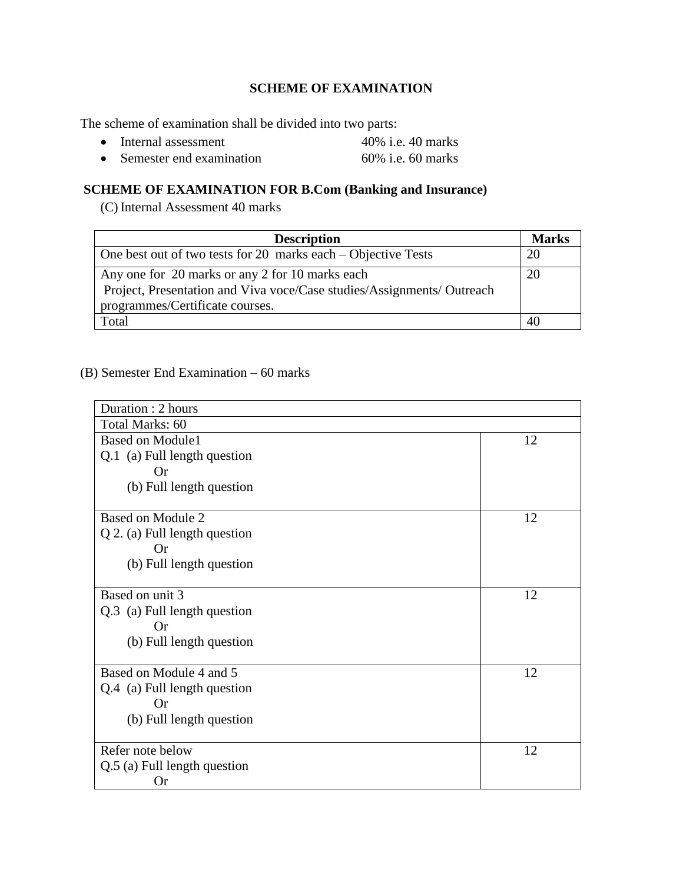## SCHEME OF EXAMINATION

The scheme of examination shall be divided into two parts:

- Internal assessment 40% i.e. 40 marks
- Semester end examination 60% i.e. 60 marks

### SCHEME OF EXAMINATION FOR B.Com (Banking and Insurance)

(C) Internal Assessment 40 marks

| Description | Marks |
|---|---|
| One best out of two tests for 20 marks each – Objective Tests | 20 |
| Any one for 20 marks or any 2 for 10 marks each<br>Project, Presentation and Viva voce/Case studies/Assignments/ Outreach programmes/Certificate courses. | 20 |
| Total | 40 |

(B) Semester End Examination – 60 marks

| Duration : 2 hours | |
|---|---|
| Total Marks: 60 | |
| Based on Module1<br>Q.1 (a) Full length question<br>Or<br>(b) Full length question | 12 |
| Based on Module 2<br>Q 2. (a) Full length question<br>Or<br>(b) Full length question | 12 |
| Based on unit 3<br>Q.3 (a) Full length question<br>Or<br>(b) Full length question | 12 |
| Based on Module 4 and 5<br>Q.4 (a) Full length question<br>Or<br>(b) Full length question | 12 |
| Refer note below<br>Q.5 (a) Full length question<br>Or | 12 |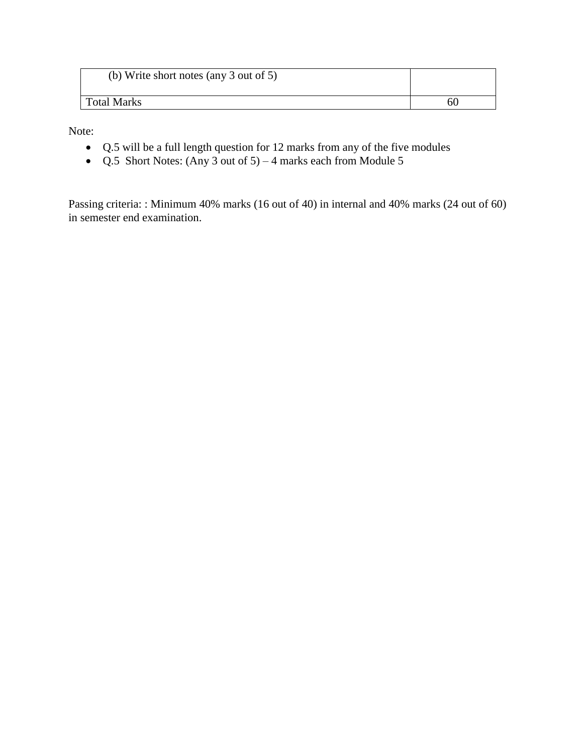| (b) Write short notes (any 3 out of 5) | |
| --- | --- |
| Total Marks | 60 |

Note:

- Q.5 will be a full length question for 12 marks from any of the five modules
- Q.5  Short Notes: (Any 3 out of 5) – 4 marks each from Module 5

Passing criteria: : Minimum 40% marks (16 out of 40) in internal and 40% marks (24 out of 60) in semester end examination.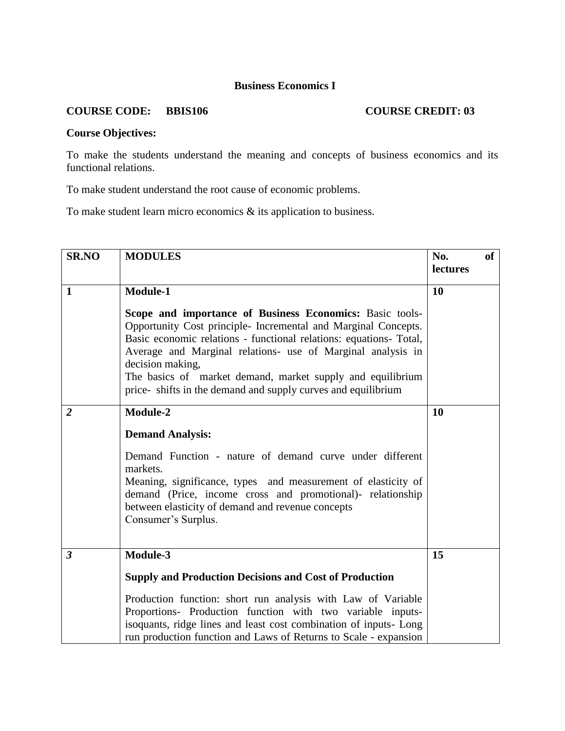**Business Economics I**

**COURSE CODE: BBIS106** **COURSE CREDIT: 03**

**Course Objectives:**

To make the students understand the meaning and concepts of business economics and its functional relations.

To make student understand the root cause of economic problems.

To make student learn micro economics & its application to business.

| SR.NO | MODULES | No. of lectures |
|---|---|---|
| **1** | **Module-1**<br><br>**Scope and importance of Business Economics:** Basic tools- Opportunity Cost principle- Incremental and Marginal Concepts. Basic economic relations - functional relations: equations- Total, Average and Marginal relations- use of Marginal analysis in decision making,<br>The basics of market demand, market supply and equilibrium price- shifts in the demand and supply curves and equilibrium | **10** |
| ***2*** | **Module-2**<br><br>**Demand Analysis:**<br><br>Demand Function - nature of demand curve under different markets.<br>Meaning, significance, types and measurement of elasticity of demand (Price, income cross and promotional)- relationship between elasticity of demand and revenue concepts<br>Consumer's Surplus. | **10** |
| ***3*** | **Module-3**<br><br>**Supply and Production Decisions and Cost of Production**<br><br>Production function: short run analysis with Law of Variable Proportions- Production function with two variable inputs- isoquants, ridge lines and least cost combination of inputs- Long run production function and Laws of Returns to Scale - expansion | **15** |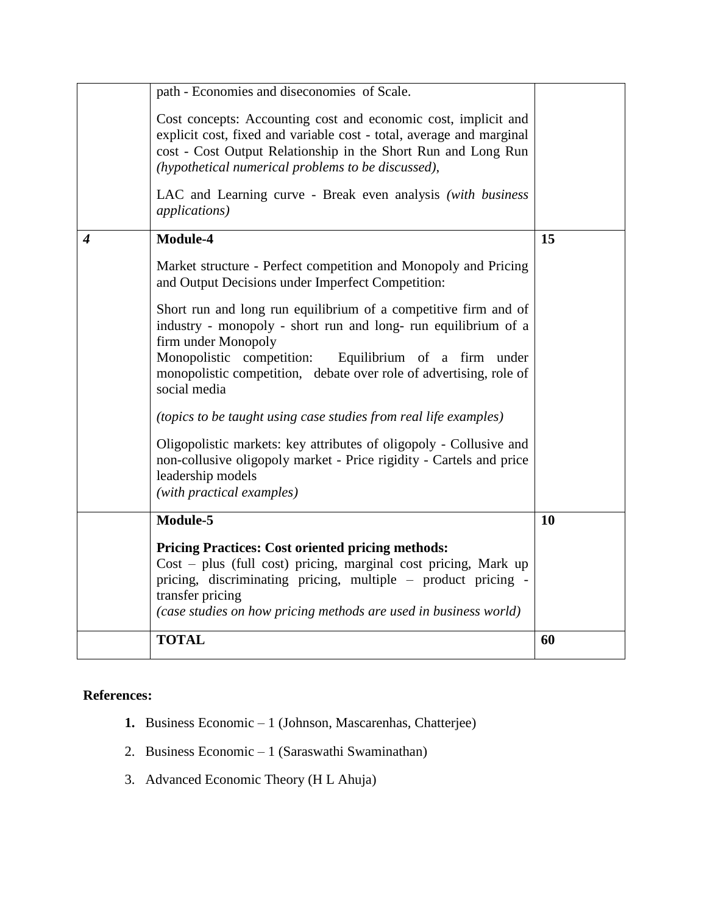| | | |
|---|---|---|
| | path - Economies and diseconomies of Scale.<br><br>Cost concepts: Accounting cost and economic cost, implicit and explicit cost, fixed and variable cost - total, average and marginal cost - Cost Output Relationship in the Short Run and Long Run *(hypothetical numerical problems to be discussed),*<br><br>LAC and Learning curve - Break even analysis *(with business applications)* | |
| ***4*** | **Module-4**<br><br>Market structure - Perfect competition and Monopoly and Pricing and Output Decisions under Imperfect Competition:<br><br>Short run and long run equilibrium of a competitive firm and of industry - monopoly - short run and long- run equilibrium of a firm under Monopoly<br>Monopolistic competition: Equilibrium of a firm under monopolistic competition, debate over role of advertising, role of social media<br><br>*(topics to be taught using case studies from real life examples)*<br><br>Oligopolistic markets: key attributes of oligopoly - Collusive and non-collusive oligopoly market - Price rigidity - Cartels and price leadership models<br>*(with practical examples)* | **15** |
| | **Module-5**<br><br>**Pricing Practices: Cost oriented pricing methods:**<br>Cost – plus (full cost) pricing, marginal cost pricing, Mark up pricing, discriminating pricing, multiple – product pricing - transfer pricing<br>*(case studies on how pricing methods are used in business world)* | **10** |
| | **TOTAL** | **60** |

**References:**

1. Business Economic – 1 (Johnson, Mascarenhas, Chatterjee)
2. Business Economic – 1 (Saraswathi Swaminathan)
3. Advanced Economic Theory (H L Ahuja)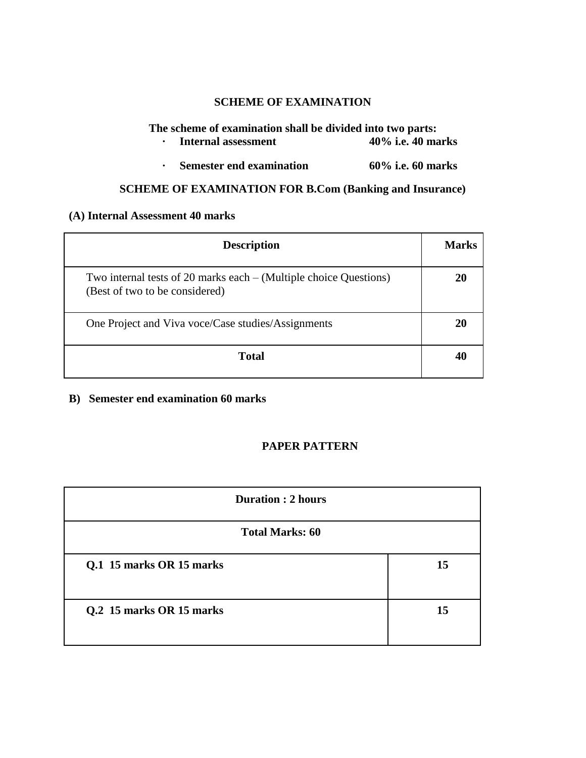## SCHEME OF EXAMINATION

**The scheme of examination shall be divided into two parts:**

- **Internal assessment 40% i.e. 40 marks**
- **Semester end examination 60% i.e. 60 marks**

## SCHEME OF EXAMINATION FOR B.Com (Banking and Insurance)

**(A) Internal Assessment 40 marks**

| Description | Marks |
|---|---|
| Two internal tests of 20 marks each – (Multiple choice Questions) (Best of two to be considered) | **20** |
| One Project and Viva voce/Case studies/Assignments | **20** |
| **Total** | **40** |

**B) Semester end examination 60 marks**

## PAPER PATTERN

| **Duration : 2 hours** | |
|---|---|
| **Total Marks: 60** | |
| **Q.1 15 marks OR 15 marks** | **15** |
| **Q.2 15 marks OR 15 marks** | **15** |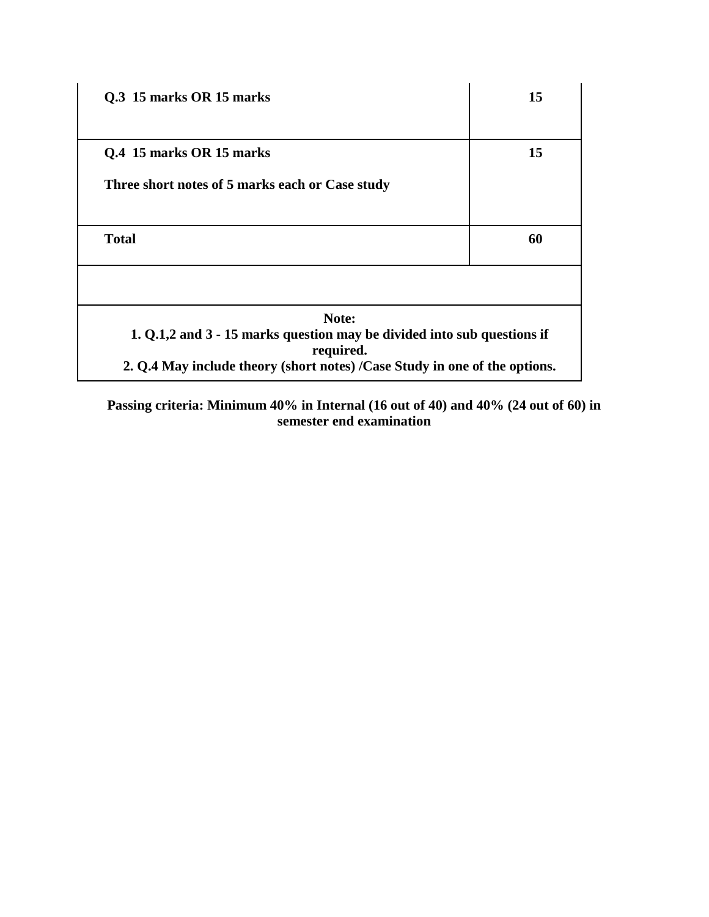| **Q.3 15 marks OR 15 marks** | **15** |
|---|---|
| **Q.4 15 marks OR 15 marks**<br><br>**Three short notes of 5 marks each or Case study** | **15** |
| **Total** | **60** |
| | |
| **Note:**<br>**1. Q.1,2 and 3 - 15 marks question may be divided into sub questions if required.**<br>**2. Q.4 May include theory (short notes) /Case Study in one of the options.** | |

**Passing criteria: Minimum 40% in Internal (16 out of 40) and 40% (24 out of 60) in semester end examination**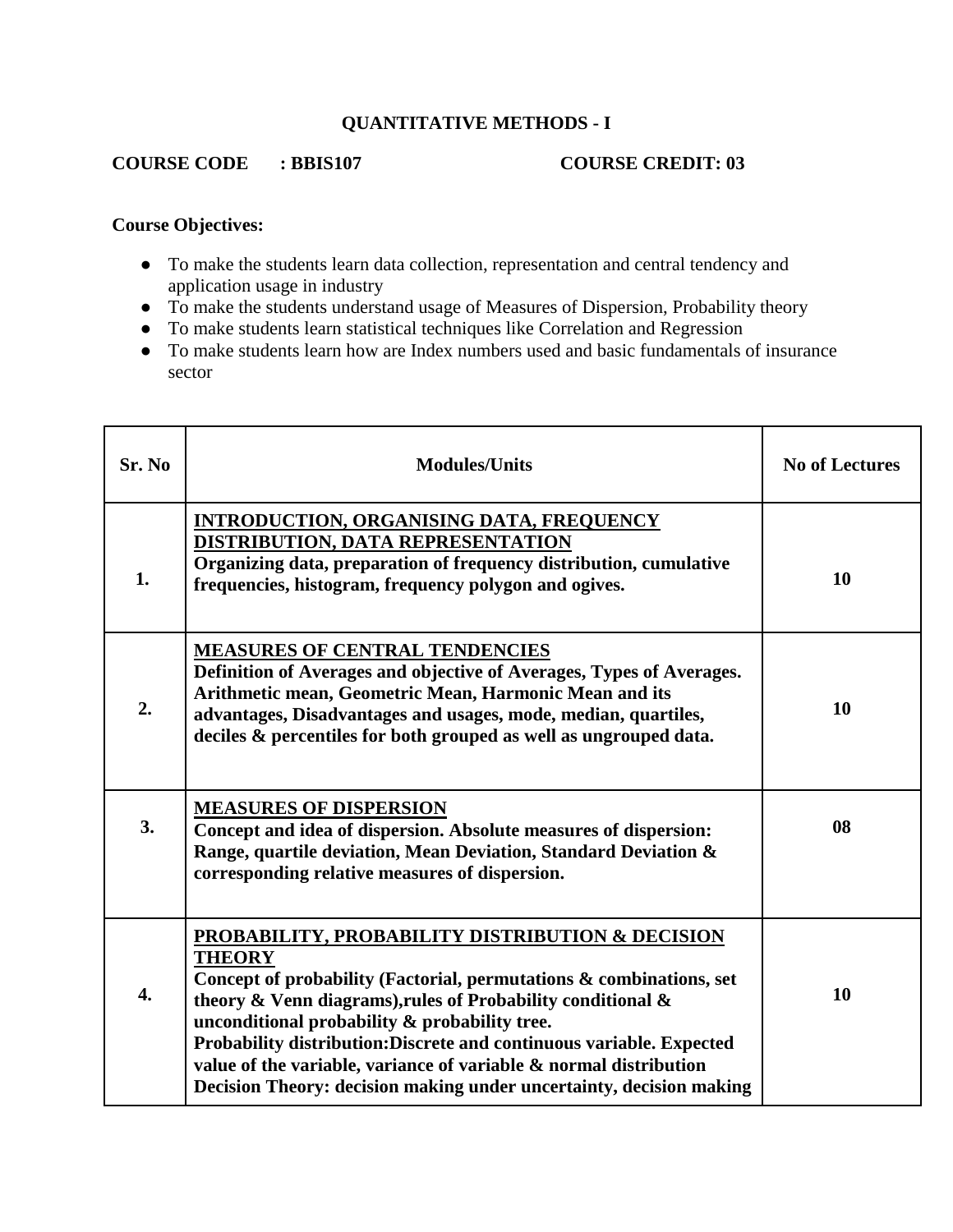## QUANTITATIVE METHODS - I

**COURSE CODE : BBIS107** **COURSE CREDIT: 03**

**Course Objectives:**

- To make the students learn data collection, representation and central tendency and application usage in industry
- To make the students understand usage of Measures of Dispersion, Probability theory
- To make students learn statistical techniques like Correlation and Regression
- To make students learn how are Index numbers used and basic fundamentals of insurance sector

| Sr. No | Modules/Units | No of Lectures |
|---|---|---|
| **1.** | **<u>INTRODUCTION, ORGANISING DATA, FREQUENCY DISTRIBUTION, DATA REPRESENTATION</u>**<br>**Organizing data, preparation of frequency distribution, cumulative frequencies, histogram, frequency polygon and ogives.** | **10** |
| **2.** | **<u>MEASURES OF CENTRAL TENDENCIES</u>**<br>**Definition of Averages and objective of Averages, Types of Averages. Arithmetic mean, Geometric Mean, Harmonic Mean and its advantages, Disadvantages and usages, mode, median, quartiles, deciles & percentiles for both grouped as well as ungrouped data.** | **10** |
| **3.** | **<u>MEASURES OF DISPERSION</u>**<br>**Concept and idea of dispersion. Absolute measures of dispersion: Range, quartile deviation, Mean Deviation, Standard Deviation & corresponding relative measures of dispersion.** | **08** |
| **4.** | **<u>PROBABILITY, PROBABILITY DISTRIBUTION & DECISION THEORY</u>**<br>**Concept of probability (Factorial, permutations & combinations, set theory & Venn diagrams),rules of Probability conditional & unconditional probability & probability tree.**<br>**Probability distribution:Discrete and continuous variable. Expected value of the variable, variance of variable & normal distribution**<br>**Decision Theory: decision making under uncertainty, decision making** | **10** |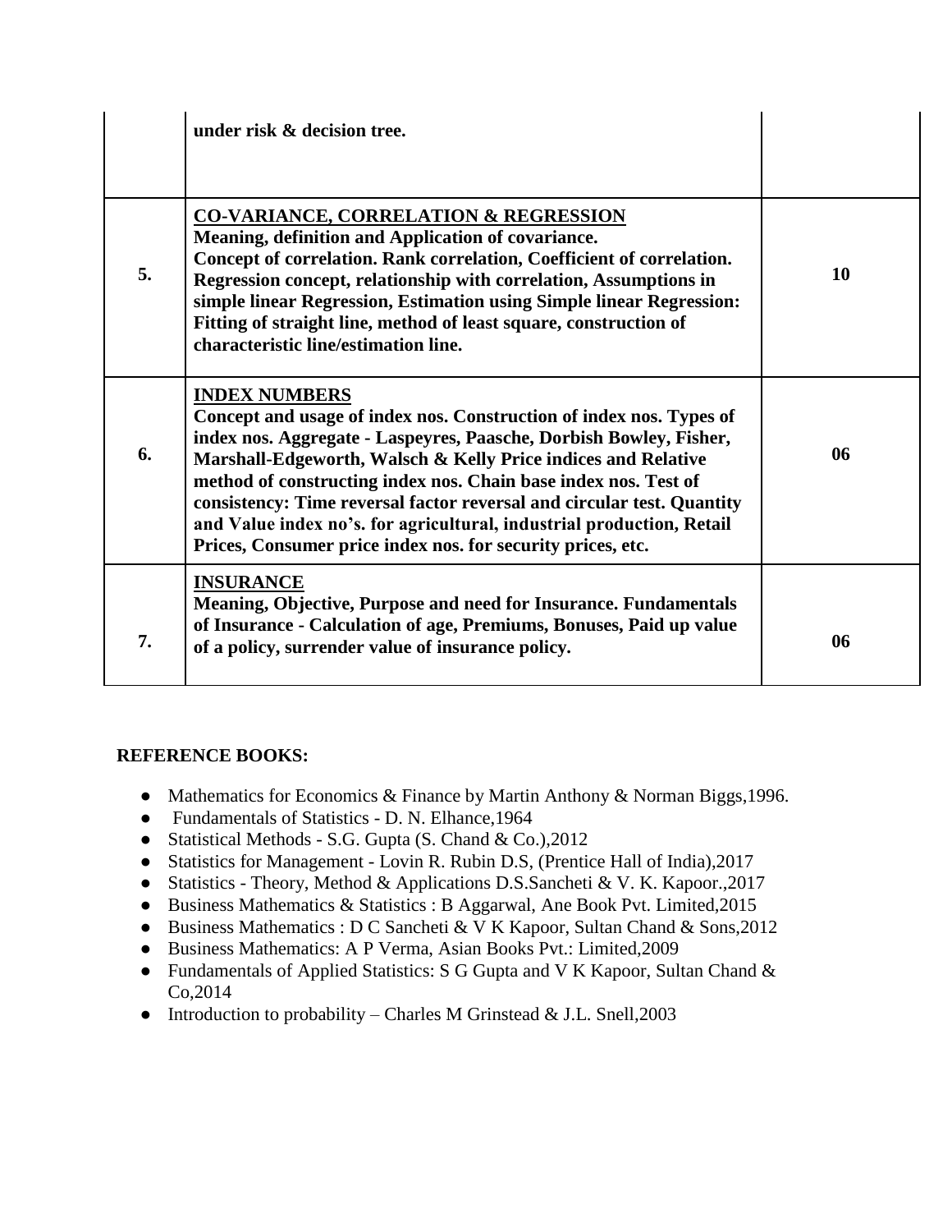|  |  |  |
|---|---|---|
|  | **under risk & decision tree.** |  |
| **5.** | **<u>CO-VARIANCE, CORRELATION & REGRESSION</u>**<br>**Meaning, definition and Application of covariance.**<br>**Concept of correlation. Rank correlation, Coefficient of correlation.**<br>**Regression concept, relationship with correlation, Assumptions in simple linear Regression, Estimation using Simple linear Regression: Fitting of straight line, method of least square, construction of characteristic line/estimation line.** | **10** |
| **6.** | **<u>INDEX NUMBERS</u>**<br>**Concept and usage of index nos. Construction of index nos. Types of index nos. Aggregate - Laspeyres, Paasche, Dorbish Bowley, Fisher, Marshall-Edgeworth, Walsch & Kelly Price indices and Relative method of constructing index nos. Chain base index nos. Test of consistency: Time reversal factor reversal and circular test. Quantity and Value index no's. for agricultural, industrial production, Retail Prices, Consumer price index nos. for security prices, etc.** | **06** |
| **7.** | **<u>INSURANCE</u>**<br>**Meaning, Objective, Purpose and need for Insurance. Fundamentals of Insurance - Calculation of age, Premiums, Bonuses, Paid up value of a policy, surrender value of insurance policy.** | **06** |

**REFERENCE BOOKS:**

- Mathematics for Economics & Finance by Martin Anthony & Norman Biggs,1996.
- Fundamentals of Statistics - D. N. Elhance,1964
- Statistical Methods - S.G. Gupta (S. Chand & Co.),2012
- Statistics for Management - Lovin R. Rubin D.S, (Prentice Hall of India),2017
- Statistics - Theory, Method & Applications D.S.Sancheti & V. K. Kapoor.,2017
- Business Mathematics & Statistics : B Aggarwal, Ane Book Pvt. Limited,2015
- Business Mathematics : D C Sancheti & V K Kapoor, Sultan Chand & Sons,2012
- Business Mathematics: A P Verma, Asian Books Pvt.: Limited,2009
- Fundamentals of Applied Statistics: S G Gupta and V K Kapoor, Sultan Chand & Co,2014
- Introduction to probability – Charles M Grinstead & J.L. Snell,2003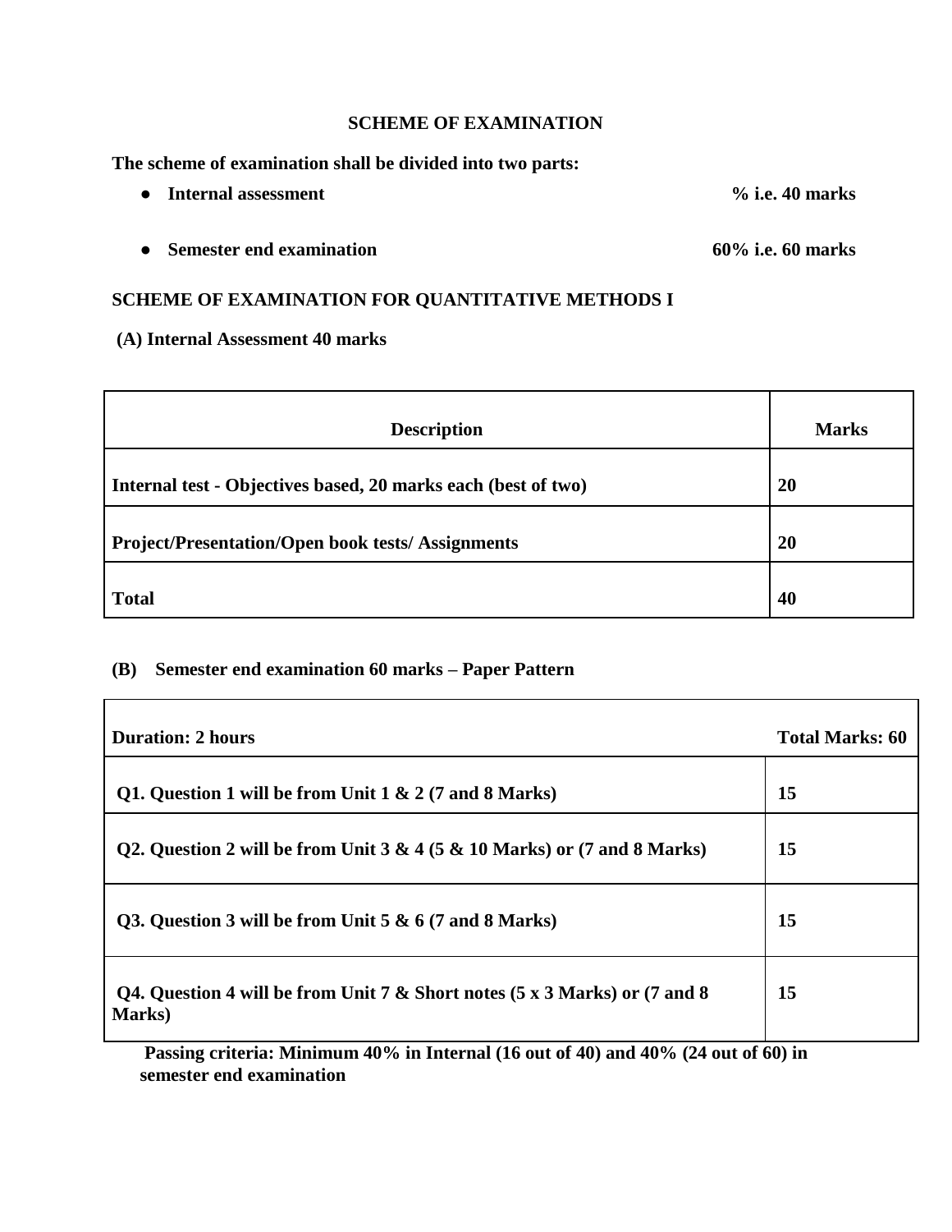**SCHEME OF EXAMINATION**

**The scheme of examination shall be divided into two parts:**

- **Internal assessment** **% i.e. 40 marks**
- **Semester end examination** **60% i.e. 60 marks**

**SCHEME OF EXAMINATION FOR QUANTITATIVE METHODS I**

**(A) Internal Assessment 40 marks**

| Description | Marks |
|---|---|
| **Internal test - Objectives based, 20 marks each (best of two)** | **20** |
| **Project/Presentation/Open book tests/ Assignments** | **20** |
| **Total** | **40** |

**(B) Semester end examination 60 marks – Paper Pattern**

| Duration: 2 hours | Total Marks: 60 |
|---|---|
| **Q1. Question 1 will be from Unit 1 & 2 (7 and 8 Marks)** | **15** |
| **Q2. Question 2 will be from Unit 3 & 4 (5 & 10 Marks) or (7 and 8 Marks)** | **15** |
| **Q3. Question 3 will be from Unit 5 & 6 (7 and 8 Marks)** | **15** |
| **Q4. Question 4 will be from Unit 7 & Short notes (5 x 3 Marks) or (7 and 8 Marks)** | **15** |

**Passing criteria: Minimum 40% in Internal (16 out of 40) and 40% (24 out of 60) in semester end examination**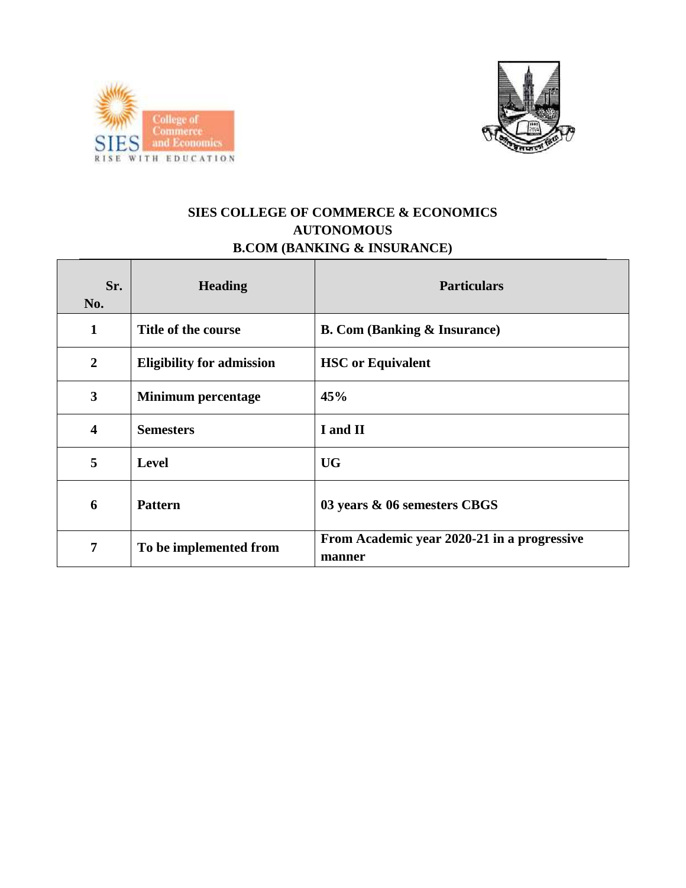# SIES COLLEGE OF COMMERCE & ECONOMICS
## AUTONOMOUS
## B.COM (BANKING & INSURANCE)

| Sr. No. | Heading | Particulars |
|---|---|---|
| 1 | Title of the course | B. Com (Banking & Insurance) |
| 2 | Eligibility for admission | HSC or Equivalent |
| 3 | Minimum percentage | 45% |
| 4 | Semesters | I and II |
| 5 | Level | UG |
| 6 | Pattern | 03 years & 06 semesters CBGS |
| 7 | To be implemented from | From Academic year 2020-21 in a progressive manner |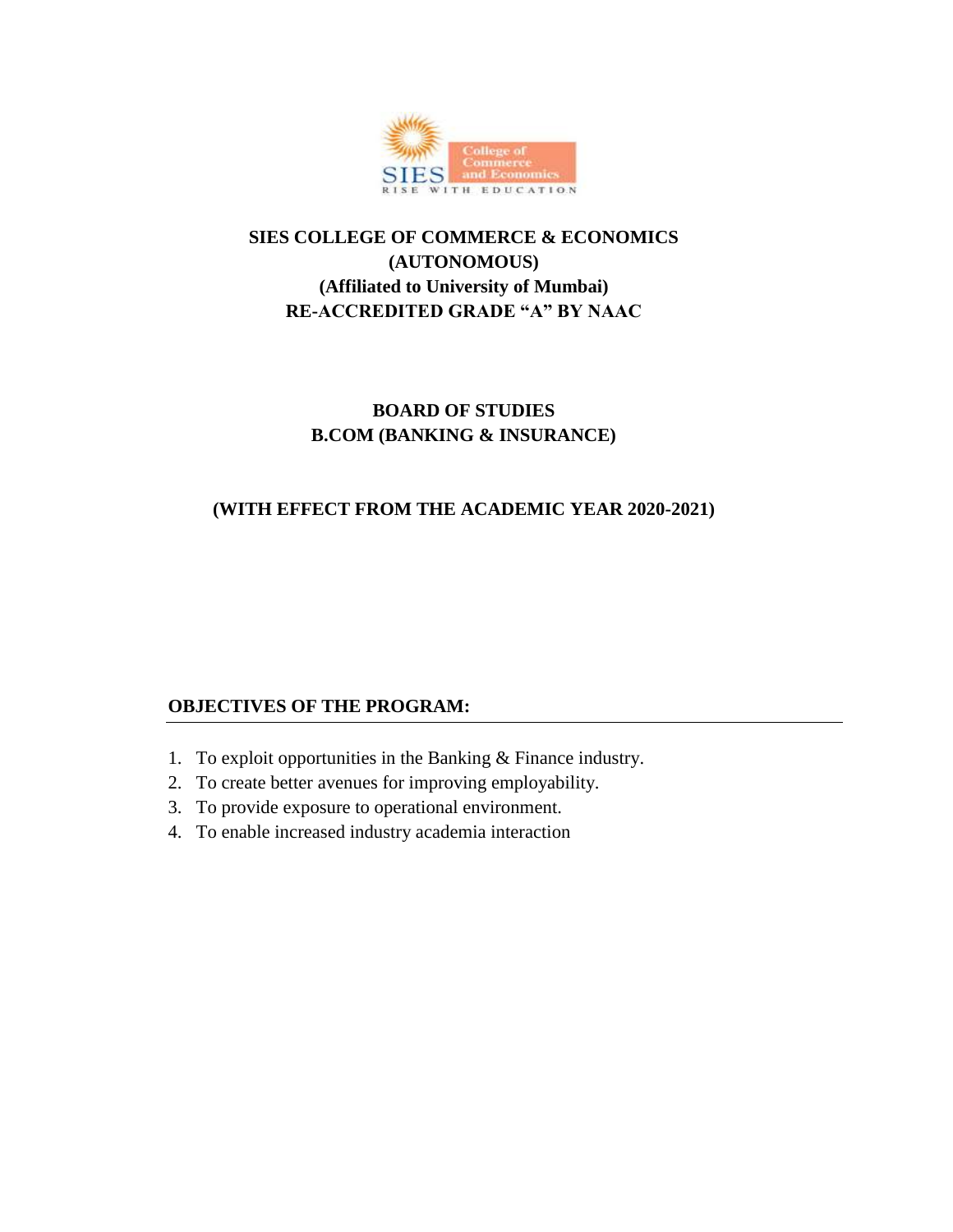**SIES COLLEGE OF COMMERCE & ECONOMICS**
**(AUTONOMOUS)**
**(Affiliated to University of Mumbai)**
**RE-ACCREDITED GRADE "A" BY NAAC**

**BOARD OF STUDIES**
**B.COM (BANKING & INSURANCE)**

**(WITH EFFECT FROM THE ACADEMIC YEAR 2020-2021)**

## OBJECTIVES OF THE PROGRAM:

1. To exploit opportunities in the Banking & Finance industry.
2. To create better avenues for improving employability.
3. To provide exposure to operational environment.
4. To enable increased industry academia interaction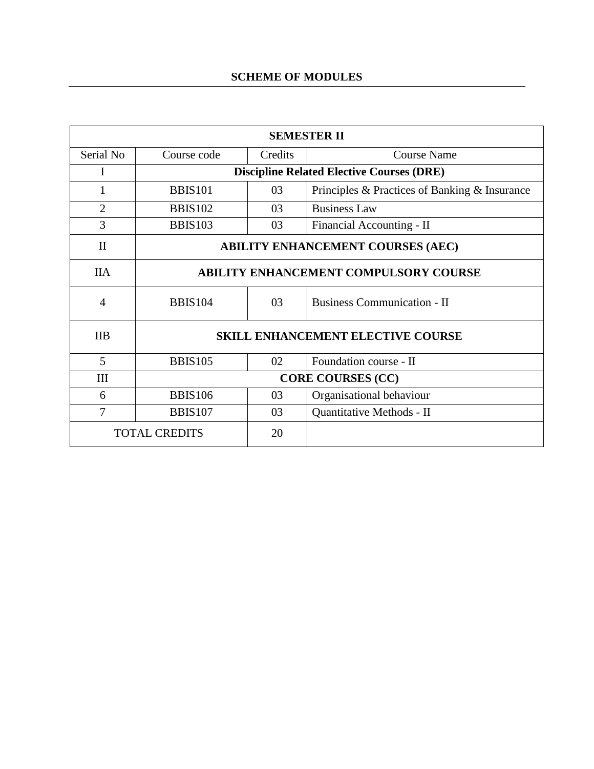## SCHEME OF MODULES

| SEMESTER II | | | |
|---|---|---|---|
| Serial No | Course code | Credits | Course Name |
| I | **Discipline Related Elective Courses (DRE)** | | |
| 1 | BBIS101 | 03 | Principles & Practices of Banking & Insurance |
| 2 | BBIS102 | 03 | Business Law |
| 3 | BBIS103 | 03 | Financial Accounting - II |
| II | **ABILITY ENHANCEMENT COURSES (AEC)** | | |
| IIA | **ABILITY ENHANCEMENT COMPULSORY COURSE** | | |
| 4 | BBIS104 | 03 | Business Communication - II |
| IIB | **SKILL ENHANCEMENT ELECTIVE COURSE** | | |
| 5 | BBIS105 | 02 | Foundation course - II |
| III | **CORE COURSES (CC)** | | |
| 6 | BBIS106 | 03 | Organisational behaviour |
| 7 | BBIS107 | 03 | Quantitative Methods - II |
| TOTAL CREDITS | | 20 | |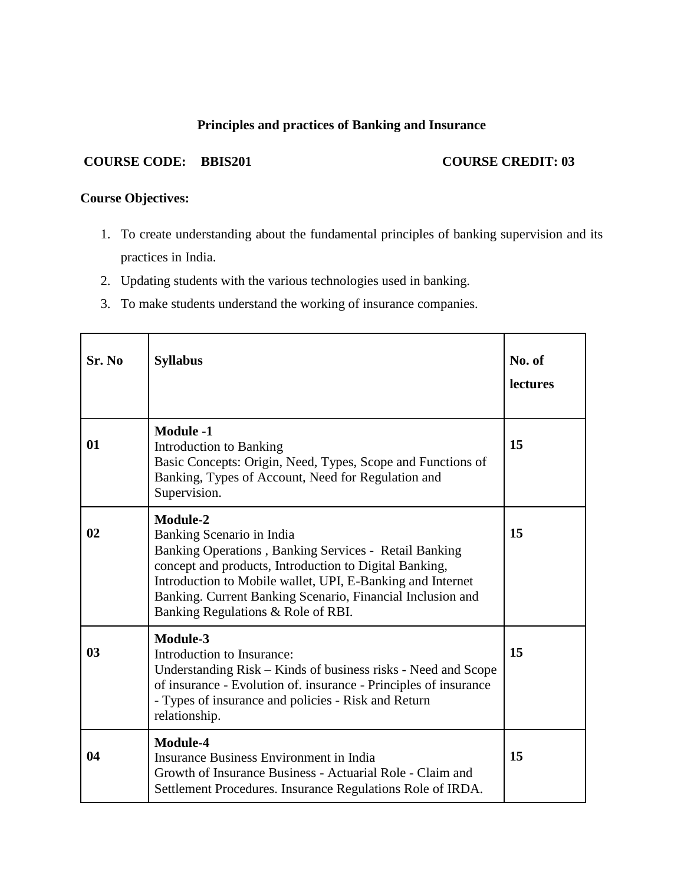# Principles and practices of Banking and Insurance

**COURSE CODE: BBIS201** **COURSE CREDIT: 03**

**Course Objectives:**

1. To create understanding about the fundamental principles of banking supervision and its practices in India.
2. Updating students with the various technologies used in banking.
3. To make students understand the working of insurance companies.

| Sr. No | Syllabus | No. of lectures |
|---|---|---|
| **01** | **Module -1**<br>Introduction to Banking<br>Basic Concepts: Origin, Need, Types, Scope and Functions of Banking, Types of Account, Need for Regulation and Supervision. | **15** |
| **02** | **Module-2**<br>Banking Scenario in India<br>Banking Operations , Banking Services - Retail Banking concept and products, Introduction to Digital Banking, Introduction to Mobile wallet, UPI, E-Banking and Internet Banking. Current Banking Scenario, Financial Inclusion and Banking Regulations & Role of RBI. | **15** |
| **03** | **Module-3**<br>Introduction to Insurance:<br>Understanding Risk – Kinds of business risks - Need and Scope of insurance - Evolution of. insurance - Principles of insurance - Types of insurance and policies - Risk and Return relationship. | **15** |
| **04** | **Module-4**<br>Insurance Business Environment in India<br>Growth of Insurance Business - Actuarial Role - Claim and Settlement Procedures. Insurance Regulations Role of IRDA. | **15** |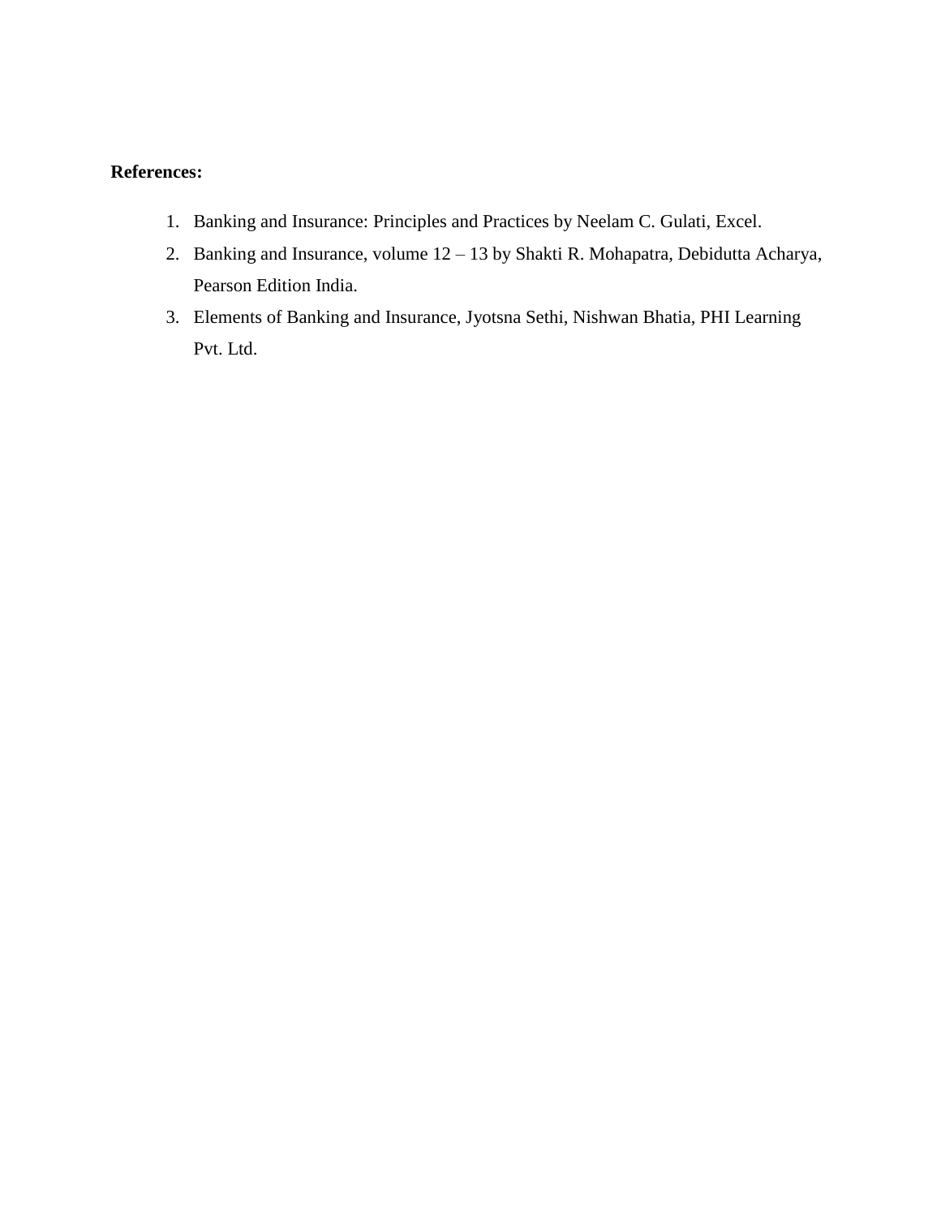**References:**

1. Banking and Insurance: Principles and Practices by Neelam C. Gulati, Excel.
2. Banking and Insurance, volume 12 – 13 by Shakti R. Mohapatra, Debidutta Acharya, Pearson Edition India.
3. Elements of Banking and Insurance, Jyotsna Sethi, Nishwan Bhatia, PHI Learning Pvt. Ltd.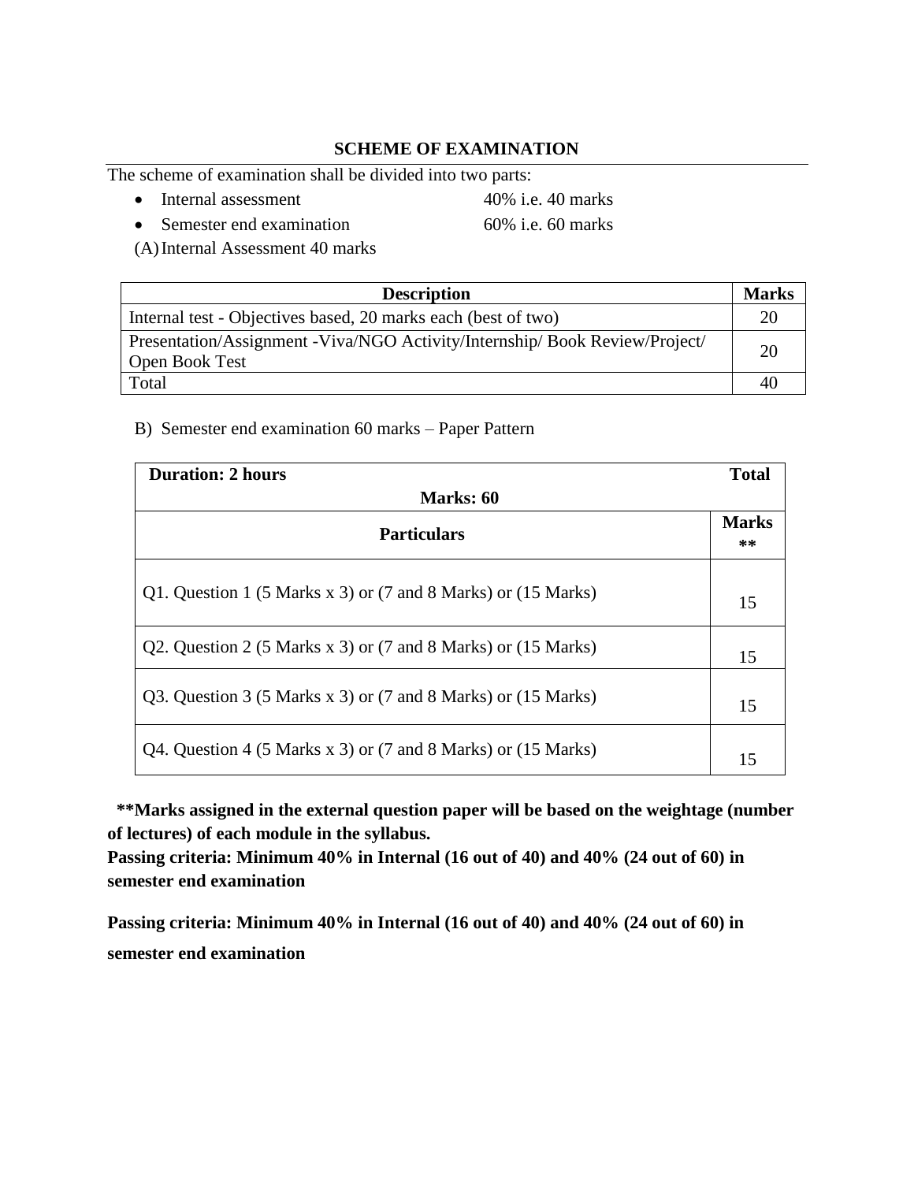## SCHEME OF EXAMINATION

The scheme of examination shall be divided into two parts:

- Internal assessment 40% i.e. 40 marks
- Semester end examination 60% i.e. 60 marks

(A) Internal Assessment 40 marks

| Description | Marks |
|---|---|
| Internal test - Objectives based, 20 marks each (best of two) | 20 |
| Presentation/Assignment -Viva/NGO Activity/Internship/ Book Review/Project/ Open Book Test | 20 |
| Total | 40 |

B) Semester end examination 60 marks – Paper Pattern

| **Duration: 2 hours** **Total Marks: 60** | |
|---|---|
| **Particulars** | **Marks \*\*** |
| Q1. Question 1 (5 Marks x 3) or (7 and 8 Marks) or (15 Marks) | 15 |
| Q2. Question 2 (5 Marks x 3) or (7 and 8 Marks) or (15 Marks) | 15 |
| Q3. Question 3 (5 Marks x 3) or (7 and 8 Marks) or (15 Marks) | 15 |
| Q4. Question 4 (5 Marks x 3) or (7 and 8 Marks) or (15 Marks) | 15 |

**\*\*Marks assigned in the external question paper will be based on the weightage (number of lectures) of each module in the syllabus.**

**Passing criteria: Minimum 40% in Internal (16 out of 40) and 40% (24 out of 60) in semester end examination**

**Passing criteria: Minimum 40% in Internal (16 out of 40) and 40% (24 out of 60) in semester end examination**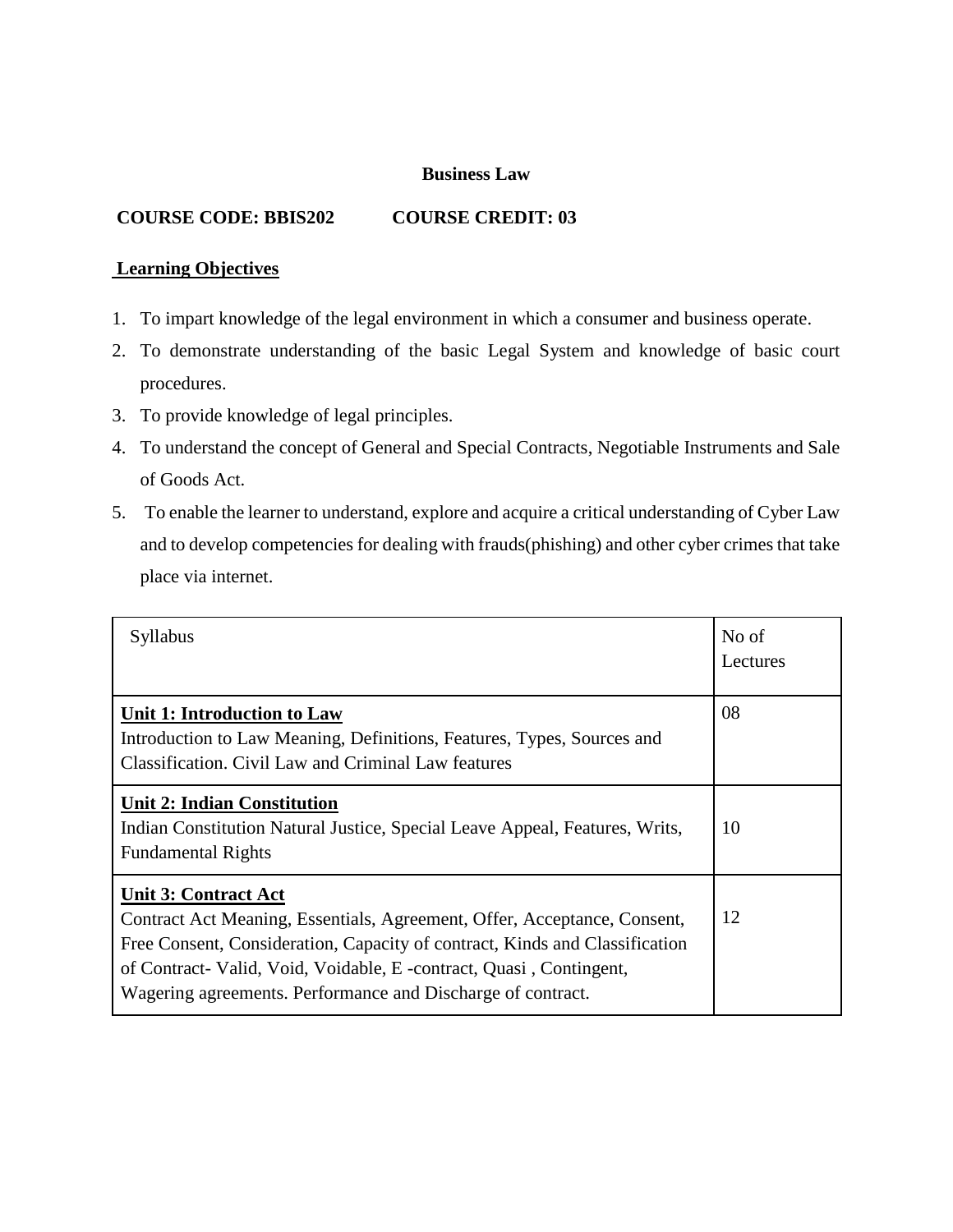**Business Law**

**COURSE CODE: BBIS202 COURSE CREDIT: 03**

**Learning Objectives**

1. To impart knowledge of the legal environment in which a consumer and business operate.
2. To demonstrate understanding of the basic Legal System and knowledge of basic court procedures.
3. To provide knowledge of legal principles.
4. To understand the concept of General and Special Contracts, Negotiable Instruments and Sale of Goods Act.
5. To enable the learner to understand, explore and acquire a critical understanding of Cyber Law and to develop competencies for dealing with frauds(phishing) and other cyber crimes that take place via internet.

| Syllabus | No of Lectures |
| --- | --- |
| **Unit 1: Introduction to Law**<br>Introduction to Law Meaning, Definitions, Features, Types, Sources and Classification. Civil Law and Criminal Law features | 08 |
| **Unit 2: Indian Constitution**<br>Indian Constitution Natural Justice, Special Leave Appeal, Features, Writs, Fundamental Rights | 10 |
| **Unit 3: Contract Act**<br>Contract Act Meaning, Essentials, Agreement, Offer, Acceptance, Consent, Free Consent, Consideration, Capacity of contract, Kinds and Classification of Contract- Valid, Void, Voidable, E -contract, Quasi , Contingent, Wagering agreements. Performance and Discharge of contract. | 12 |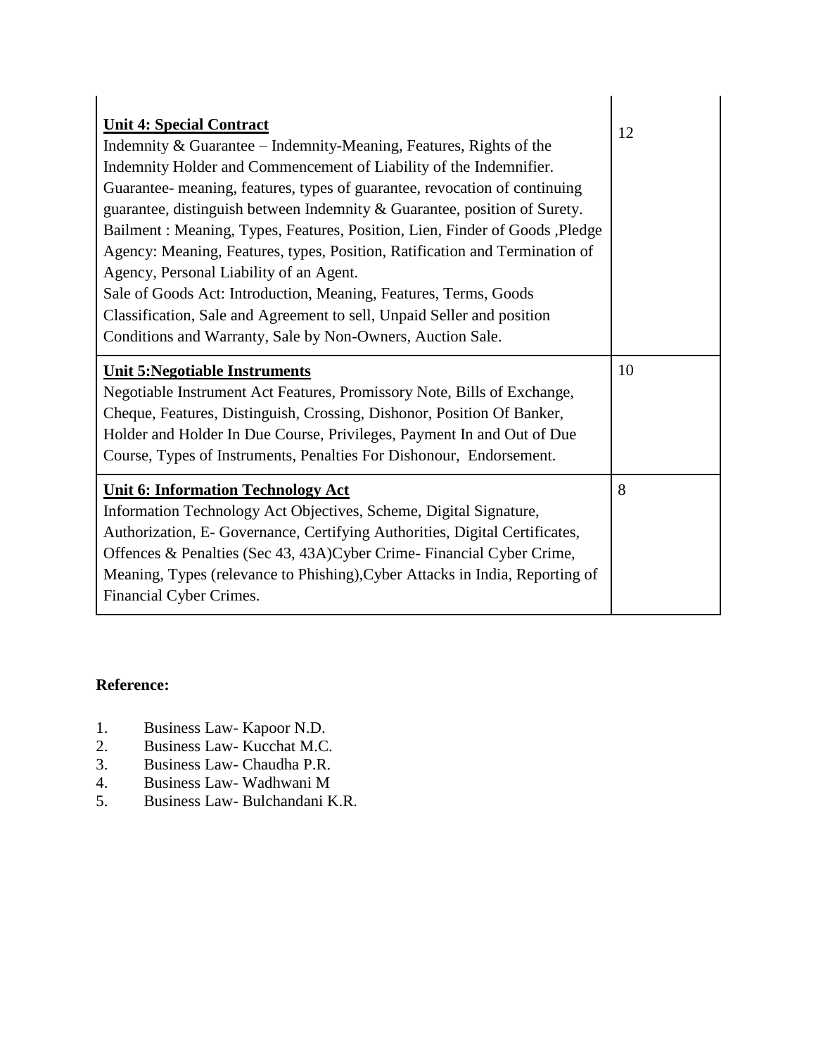| | |
|---|---|
| **Unit 4: Special Contract**<br>Indemnity & Guarantee – Indemnity-Meaning, Features, Rights of the Indemnity Holder and Commencement of Liability of the Indemnifier.<br>Guarantee- meaning, features, types of guarantee, revocation of continuing guarantee, distinguish between Indemnity & Guarantee, position of Surety.<br>Bailment : Meaning, Types, Features, Position, Lien, Finder of Goods ,Pledge<br>Agency: Meaning, Features, types, Position, Ratification and Termination of Agency, Personal Liability of an Agent.<br>Sale of Goods Act: Introduction, Meaning, Features, Terms, Goods Classification, Sale and Agreement to sell, Unpaid Seller and position Conditions and Warranty, Sale by Non-Owners, Auction Sale. | 12 |
| **Unit 5:Negotiable Instruments**<br>Negotiable Instrument Act Features, Promissory Note, Bills of Exchange, Cheque, Features, Distinguish, Crossing, Dishonor, Position Of Banker, Holder and Holder In Due Course, Privileges, Payment In and Out of Due Course, Types of Instruments, Penalties For Dishonour, Endorsement. | 10 |
| **Unit 6: Information Technology Act**<br>Information Technology Act Objectives, Scheme, Digital Signature, Authorization, E- Governance, Certifying Authorities, Digital Certificates, Offences & Penalties (Sec 43, 43A)Cyber Crime- Financial Cyber Crime, Meaning, Types (relevance to Phishing),Cyber Attacks in India, Reporting of Financial Cyber Crimes. | 8 |

**Reference:**

1. Business Law- Kapoor N.D.
2. Business Law- Kucchat M.C.
3. Business Law- Chaudha P.R.
4. Business Law- Wadhwani M
5. Business Law- Bulchandani K.R.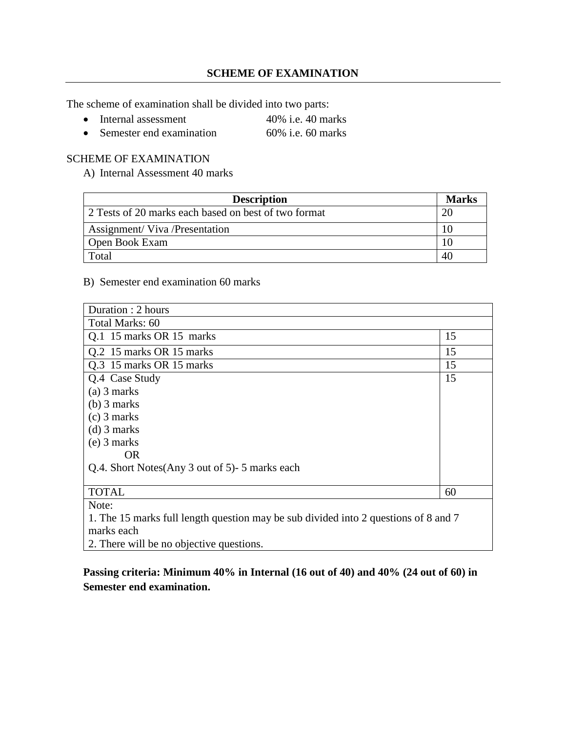## SCHEME OF EXAMINATION

The scheme of examination shall be divided into two parts:

- Internal assessment 40% i.e. 40 marks
- Semester end examination 60% i.e. 60 marks

SCHEME OF EXAMINATION

A) Internal Assessment 40 marks

| **Description** | **Marks** |
|---|---|
| 2 Tests of 20 marks each based on best of two format | 20 |
| Assignment/ Viva /Presentation | 10 |
| Open Book Exam | 10 |
| Total | 40 |

B) Semester end examination 60 marks

| Duration : 2 hours | |
|---|---|
| Total Marks: 60 | |
| Q.1 15 marks OR 15 marks | 15 |
| Q.2 15 marks OR 15 marks | 15 |
| Q.3 15 marks OR 15 marks | 15 |
| Q.4 Case Study<br>(a) 3 marks<br>(b) 3 marks<br>(c) 3 marks<br>(d) 3 marks<br>(e) 3 marks<br>OR<br>Q.4. Short Notes(Any 3 out of 5)- 5 marks each | 15 |
| TOTAL | 60 |
| Note:<br>1. The 15 marks full length question may be sub divided into 2 questions of 8 and 7 marks each<br>2. There will be no objective questions. | |

**Passing criteria: Minimum 40% in Internal (16 out of 40) and 40% (24 out of 60) in Semester end examination.**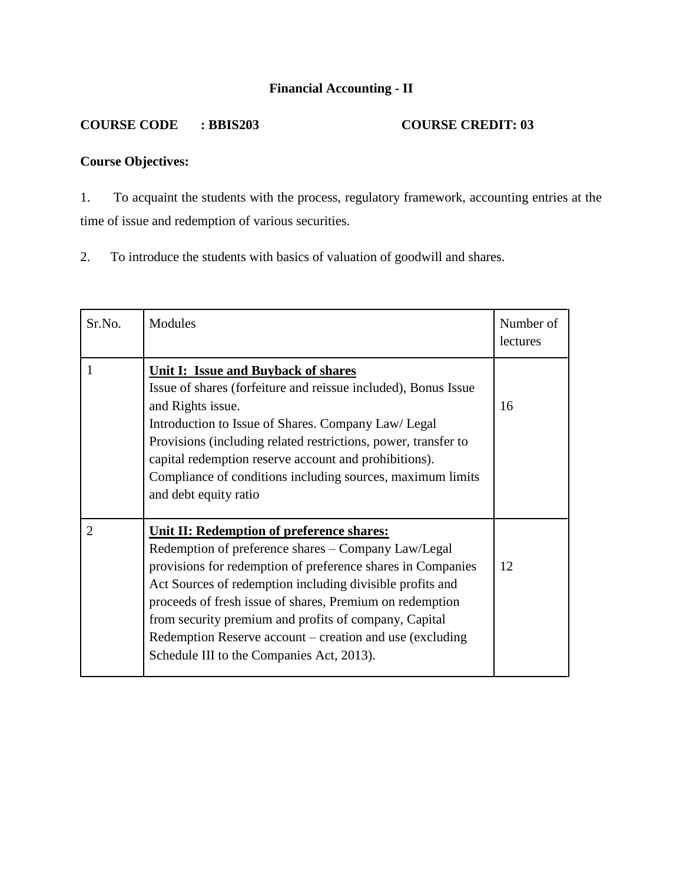## Financial Accounting - II

**COURSE CODE : BBIS203** **COURSE CREDIT: 03**

**Course Objectives:**

1. To acquaint the students with the process, regulatory framework, accounting entries at the time of issue and redemption of various securities.

2. To introduce the students with basics of valuation of goodwill and shares.

| Sr.No. | Modules | Number of lectures |
|---|---|---|
| 1 | **Unit I: Issue and Buyback of shares**<br>Issue of shares (forfeiture and reissue included), Bonus Issue and Rights issue.<br>Introduction to Issue of Shares. Company Law/ Legal Provisions (including related restrictions, power, transfer to capital redemption reserve account and prohibitions).<br>Compliance of conditions including sources, maximum limits and debt equity ratio | 16 |
| 2 | **Unit II: Redemption of preference shares:**<br>Redemption of preference shares – Company Law/Legal provisions for redemption of preference shares in Companies Act Sources of redemption including divisible profits and proceeds of fresh issue of shares, Premium on redemption from security premium and profits of company, Capital Redemption Reserve account – creation and use (excluding Schedule III to the Companies Act, 2013). | 12 |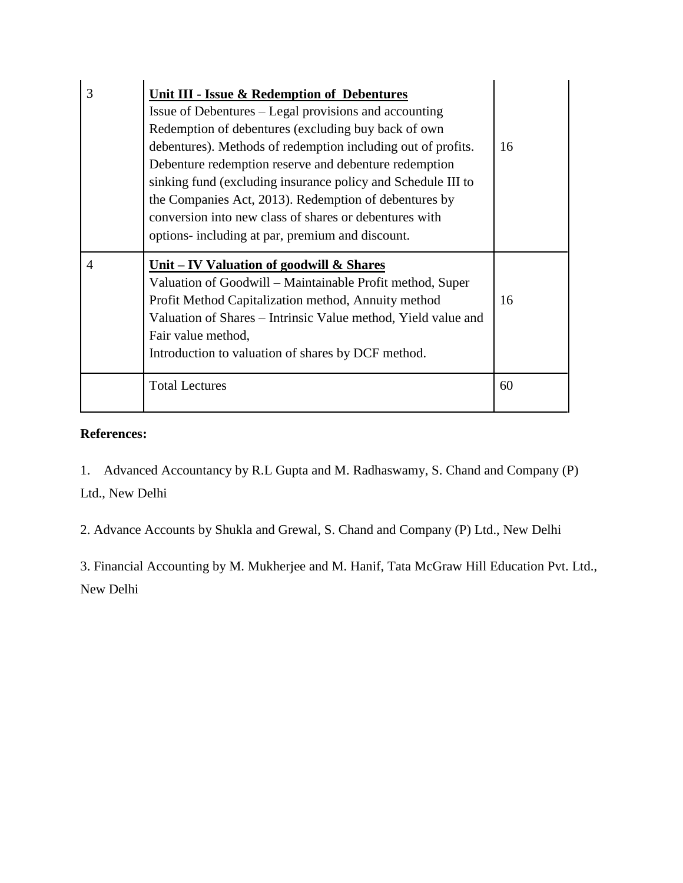| | | |
|---|---|---|
| 3 | **<u>Unit III - Issue & Redemption of Debentures</u>**<br>Issue of Debentures – Legal provisions and accounting Redemption of debentures (excluding buy back of own debentures). Methods of redemption including out of profits. Debenture redemption reserve and debenture redemption sinking fund (excluding insurance policy and Schedule III to the Companies Act, 2013). Redemption of debentures by conversion into new class of shares or debentures with options- including at par, premium and discount. | 16 |
| 4 | **<u>Unit – IV Valuation of goodwill & Shares</u>**<br>Valuation of Goodwill – Maintainable Profit method, Super Profit Method Capitalization method, Annuity method<br>Valuation of Shares – Intrinsic Value method, Yield value and Fair value method,<br>Introduction to valuation of shares by DCF method. | 16 |
| | Total Lectures | 60 |

**References:**

1. Advanced Accountancy by R.L Gupta and M. Radhaswamy, S. Chand and Company (P) Ltd., New Delhi

2. Advance Accounts by Shukla and Grewal, S. Chand and Company (P) Ltd., New Delhi

3. Financial Accounting by M. Mukherjee and M. Hanif, Tata McGraw Hill Education Pvt. Ltd., New Delhi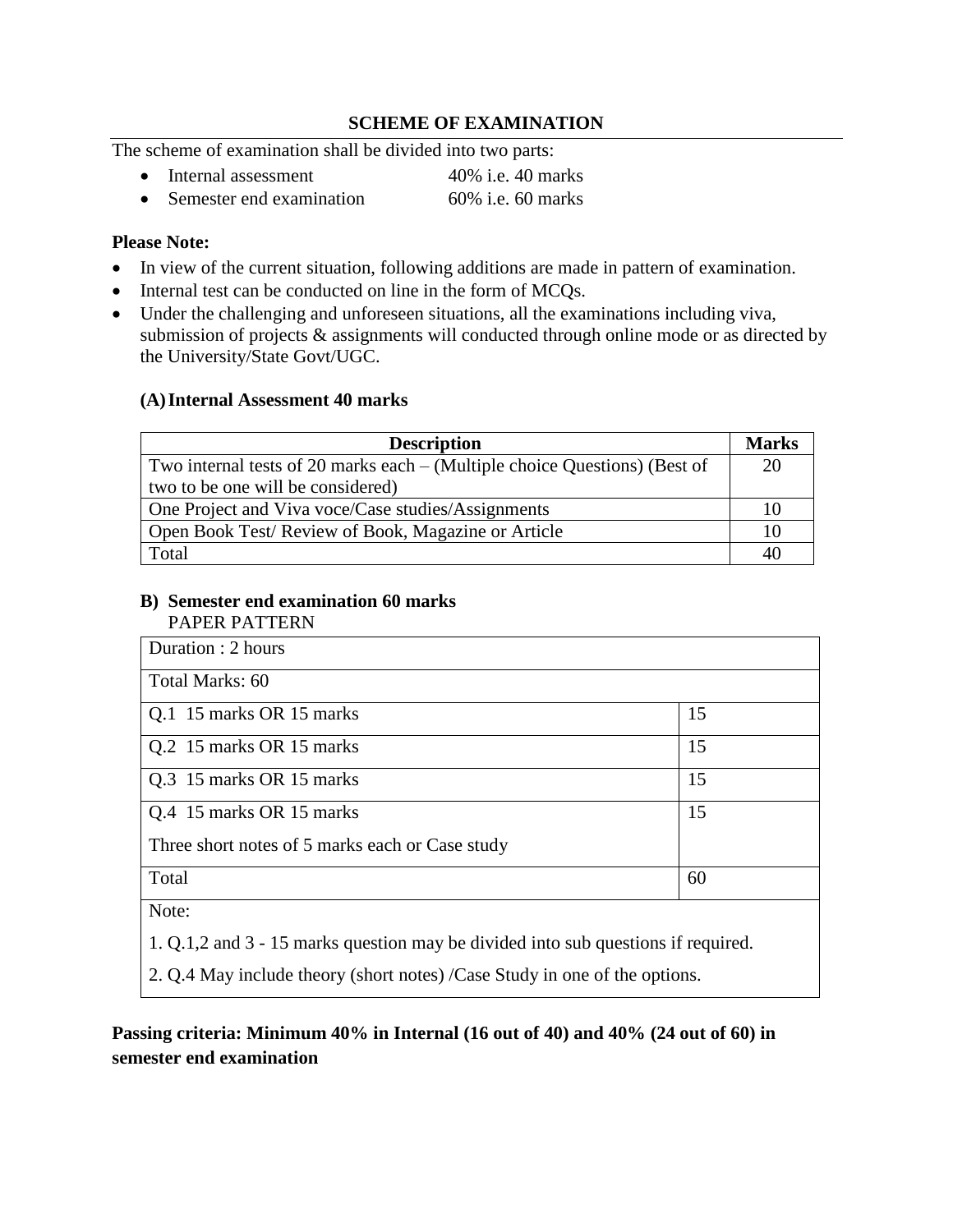## SCHEME OF EXAMINATION

The scheme of examination shall be divided into two parts:

- Internal assessment 40% i.e. 40 marks
- Semester end examination 60% i.e. 60 marks

**Please Note:**

- In view of the current situation, following additions are made in pattern of examination.
- Internal test can be conducted on line in the form of MCQs.
- Under the challenging and unforeseen situations, all the examinations including viva, submission of projects & assignments will conducted through online mode or as directed by the University/State Govt/UGC.

### (A) Internal Assessment 40 marks

| Description | Marks |
|---|---|
| Two internal tests of 20 marks each – (Multiple choice Questions) (Best of two to be one will be considered) | 20 |
| One Project and Viva voce/Case studies/Assignments | 10 |
| Open Book Test/ Review of Book, Magazine or Article | 10 |
| Total | 40 |

### B) Semester end examination 60 marks

PAPER PATTERN

| Duration : 2 hours | |
|---|---|
| Total Marks: 60 | |
| Q.1 15 marks OR 15 marks | 15 |
| Q.2 15 marks OR 15 marks | 15 |
| Q.3 15 marks OR 15 marks | 15 |
| Q.4 15 marks OR 15 marks<br>Three short notes of 5 marks each or Case study | 15 |
| Total | 60 |
| Note:<br>1. Q.1,2 and 3 - 15 marks question may be divided into sub questions if required.<br>2. Q.4 May include theory (short notes) /Case Study in one of the options. | |

**Passing criteria: Minimum 40% in Internal (16 out of 40) and 40% (24 out of 60) in semester end examination**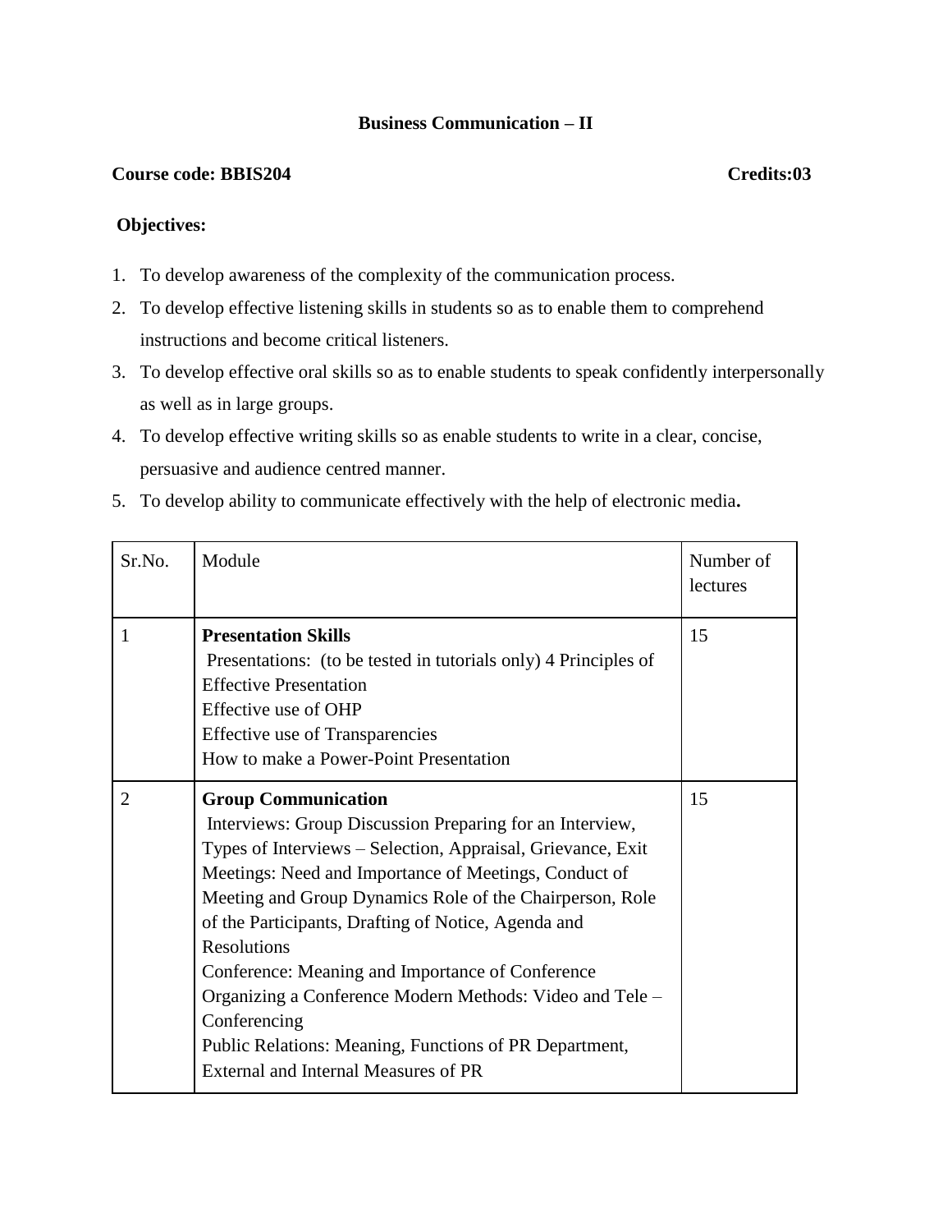**Business Communication – II**

**Course code: BBIS204** **Credits:03**

**Objectives:**

1. To develop awareness of the complexity of the communication process.
2. To develop effective listening skills in students so as to enable them to comprehend instructions and become critical listeners.
3. To develop effective oral skills so as to enable students to speak confidently interpersonally as well as in large groups.
4. To develop effective writing skills so as enable students to write in a clear, concise, persuasive and audience centred manner.
5. To develop ability to communicate effectively with the help of electronic media**.**

| Sr.No. | Module | Number of lectures |
|---|---|---|
| 1 | **Presentation Skills**<br>Presentations: (to be tested in tutorials only) 4 Principles of Effective Presentation<br>Effective use of OHP<br>Effective use of Transparencies<br>How to make a Power-Point Presentation | 15 |
| 2 | **Group Communication**<br>Interviews: Group Discussion Preparing for an Interview, Types of Interviews – Selection, Appraisal, Grievance, Exit<br>Meetings: Need and Importance of Meetings, Conduct of Meeting and Group Dynamics Role of the Chairperson, Role of the Participants, Drafting of Notice, Agenda and Resolutions<br>Conference: Meaning and Importance of Conference Organizing a Conference Modern Methods: Video and Tele – Conferencing<br>Public Relations: Meaning, Functions of PR Department, External and Internal Measures of PR | 15 |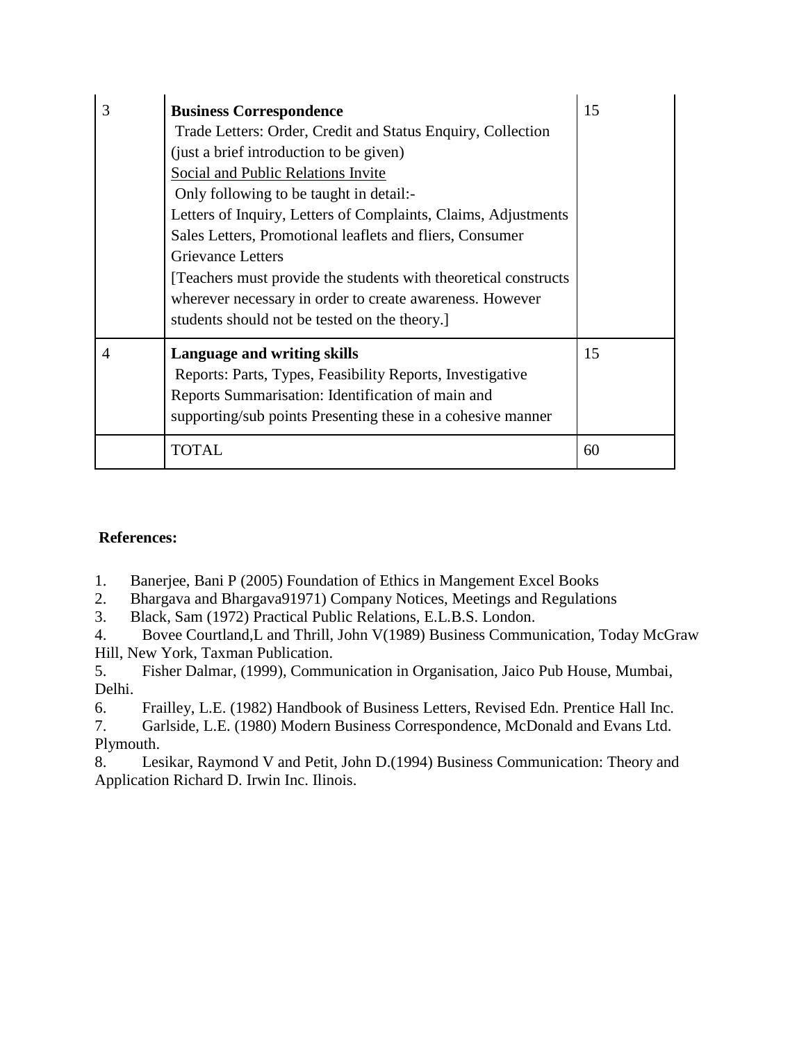| | | |
|---|---|---|
| 3 | **Business Correspondence**<br>Trade Letters: Order, Credit and Status Enquiry, Collection (just a brief introduction to be given)<br><u>Social and Public Relations Invite</u><br>Only following to be taught in detail:-<br>Letters of Inquiry, Letters of Complaints, Claims, Adjustments Sales Letters, Promotional leaflets and fliers, Consumer Grievance Letters<br>[Teachers must provide the students with theoretical constructs wherever necessary in order to create awareness. However students should not be tested on the theory.] | 15 |
| 4 | **Language and writing skills**<br>Reports: Parts, Types, Feasibility Reports, Investigative Reports Summarisation: Identification of main and supporting/sub points Presenting these in a cohesive manner | 15 |
| | TOTAL | 60 |

**References:**

1. Banerjee, Bani P (2005) Foundation of Ethics in Mangement Excel Books
2. Bhargava and Bhargava91971) Company Notices, Meetings and Regulations
3. Black, Sam (1972) Practical Public Relations, E.L.B.S. London.
4. Bovee Courtland,L and Thrill, John V(1989) Business Communication, Today McGraw Hill, New York, Taxman Publication.
5. Fisher Dalmar, (1999), Communication in Organisation, Jaico Pub House, Mumbai, Delhi.
6. Frailley, L.E. (1982) Handbook of Business Letters, Revised Edn. Prentice Hall Inc.
7. Garlside, L.E. (1980) Modern Business Correspondence, McDonald and Evans Ltd. Plymouth.
8. Lesikar, Raymond V and Petit, John D.(1994) Business Communication: Theory and Application Richard D. Irwin Inc. Ilinois.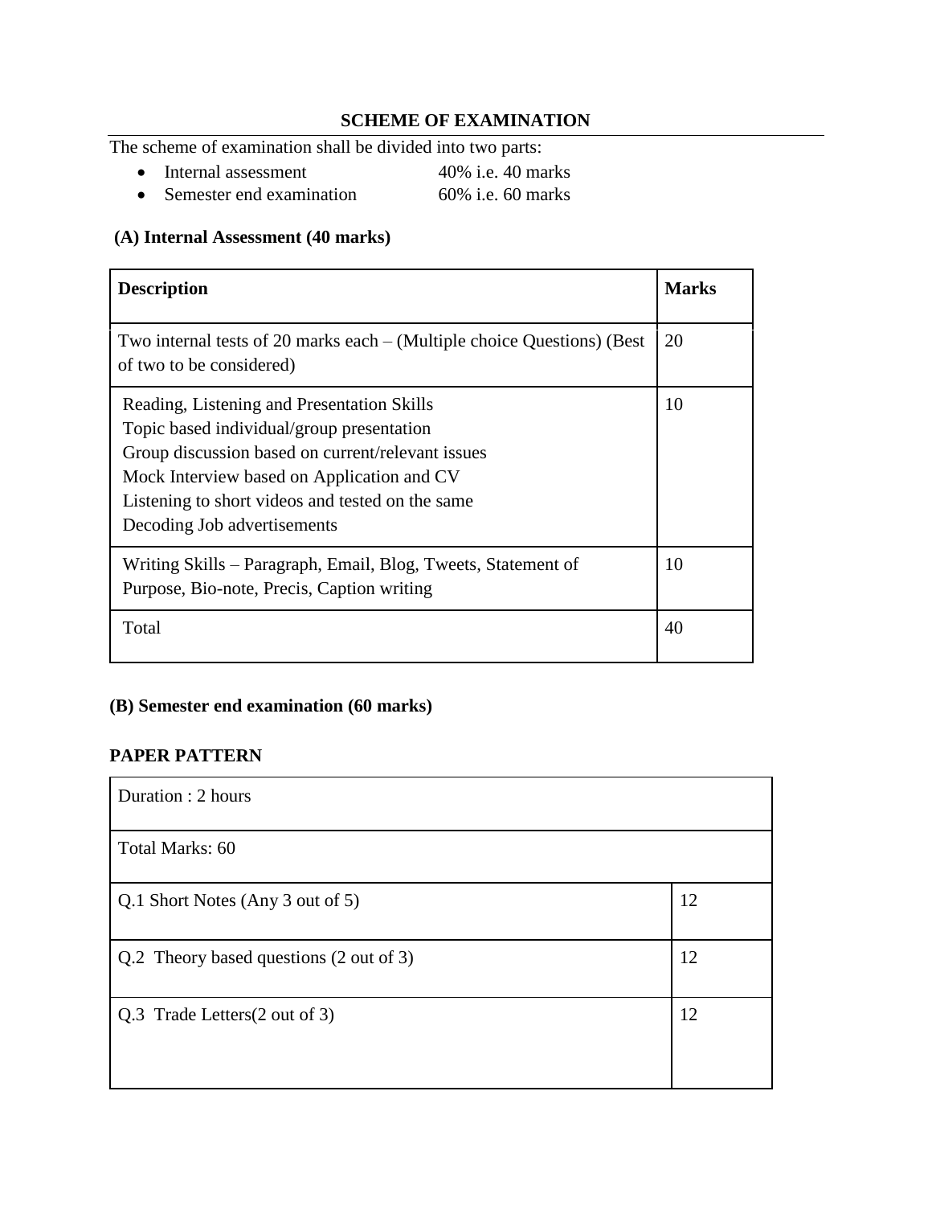## SCHEME OF EXAMINATION

The scheme of examination shall be divided into two parts:

- Internal assessment 40% i.e. 40 marks
- Semester end examination 60% i.e. 60 marks

### (A) Internal Assessment (40 marks)

| Description | Marks |
|---|---|
| Two internal tests of 20 marks each – (Multiple choice Questions) (Best of two to be considered) | 20 |
| Reading, Listening and Presentation Skills<br>Topic based individual/group presentation<br>Group discussion based on current/relevant issues<br>Mock Interview based on Application and CV<br>Listening to short videos and tested on the same<br>Decoding Job advertisements | 10 |
| Writing Skills – Paragraph, Email, Blog, Tweets, Statement of Purpose, Bio-note, Precis, Caption writing | 10 |
| Total | 40 |

### (B) Semester end examination (60 marks)

### PAPER PATTERN

| Duration : 2 hours | |
|---|---|
| Total Marks: 60 | |
| Q.1 Short Notes (Any 3 out of 5) | 12 |
| Q.2 Theory based questions (2 out of 3) | 12 |
| Q.3 Trade Letters(2 out of 3) | 12 |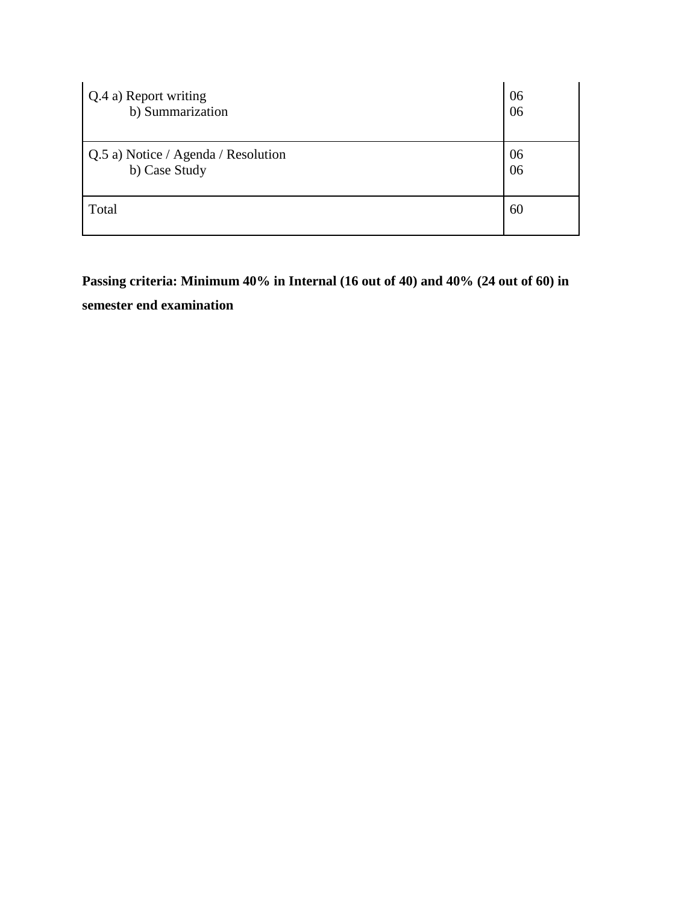| | |
|---|---|
| Q.4 a) Report writing<br>b) Summarization | 06<br>06 |
| Q.5 a) Notice / Agenda / Resolution<br>b) Case Study | 06<br>06 |
| Total | 60 |

**Passing criteria: Minimum 40% in Internal (16 out of 40) and 40% (24 out of 60) in semester end examination**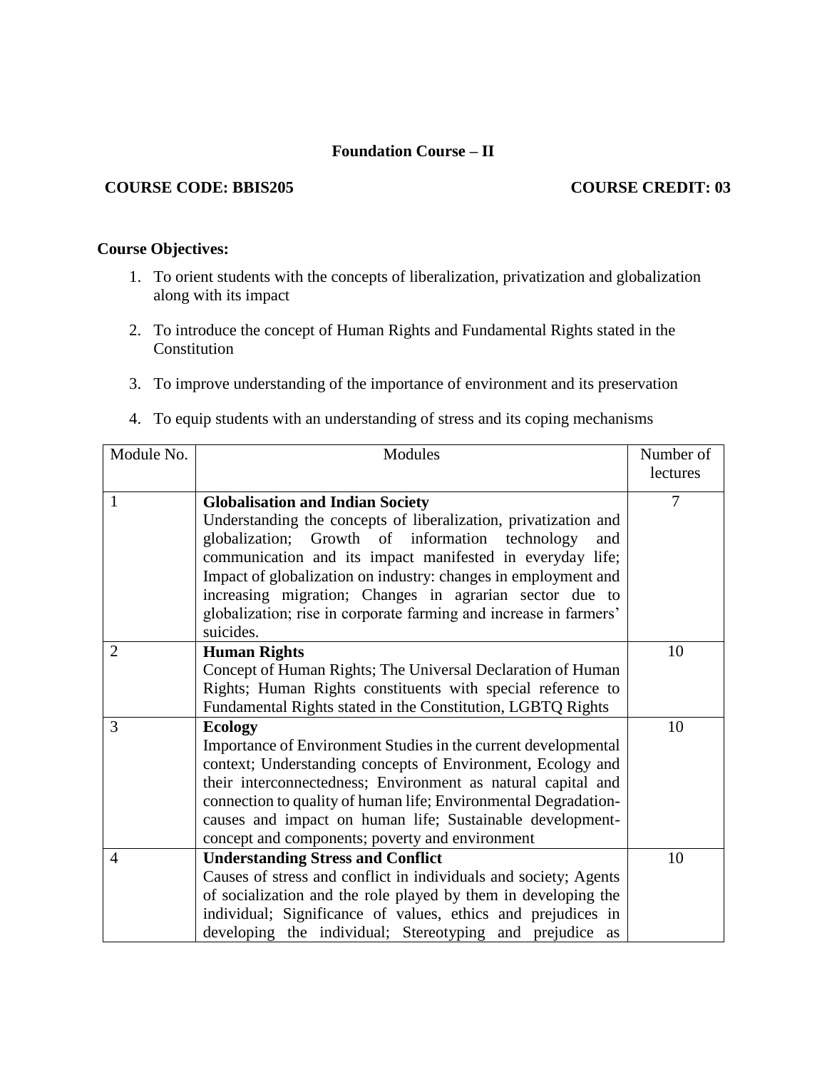# Foundation Course – II

**COURSE CODE: BBIS205** **COURSE CREDIT: 03**

**Course Objectives:**

1. To orient students with the concepts of liberalization, privatization and globalization along with its impact
2. To introduce the concept of Human Rights and Fundamental Rights stated in the Constitution
3. To improve understanding of the importance of environment and its preservation
4. To equip students with an understanding of stress and its coping mechanisms

| Module No. | Modules | Number of lectures |
|---|---|---|
| 1 | **Globalisation and Indian Society** Understanding the concepts of liberalization, privatization and globalization; Growth of information technology and communication and its impact manifested in everyday life; Impact of globalization on industry: changes in employment and increasing migration; Changes in agrarian sector due to globalization; rise in corporate farming and increase in farmers' suicides. | 7 |
| 2 | **Human Rights** Concept of Human Rights; The Universal Declaration of Human Rights; Human Rights constituents with special reference to Fundamental Rights stated in the Constitution, LGBTQ Rights | 10 |
| 3 | **Ecology** Importance of Environment Studies in the current developmental context; Understanding concepts of Environment, Ecology and their interconnectedness; Environment as natural capital and connection to quality of human life; Environmental Degradation- causes and impact on human life; Sustainable development- concept and components; poverty and environment | 10 |
| 4 | **Understanding Stress and Conflict** Causes of stress and conflict in individuals and society; Agents of socialization and the role played by them in developing the individual; Significance of values, ethics and prejudices in developing the individual; Stereotyping and prejudice as | 10 |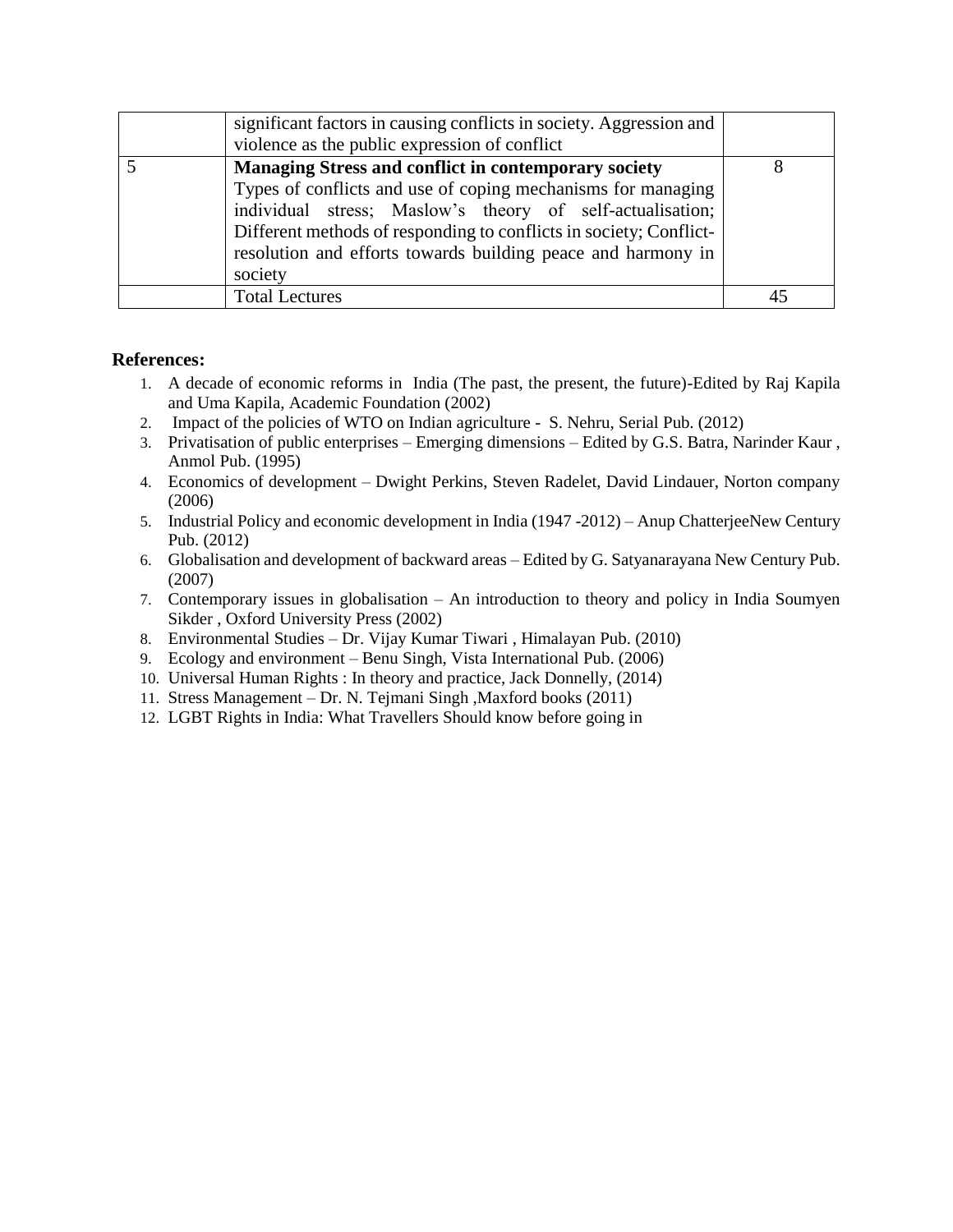| | | |
|---|---|---|
| | significant factors in causing conflicts in society. Aggression and violence as the public expression of conflict | |
| 5 | **Managing Stress and conflict in contemporary society** Types of conflicts and use of coping mechanisms for managing individual stress; Maslow's theory of self-actualisation; Different methods of responding to conflicts in society; Conflict-resolution and efforts towards building peace and harmony in society | 8 |
| | Total Lectures | 45 |

**References:**

1. A decade of economic reforms in India (The past, the present, the future)-Edited by Raj Kapila and Uma Kapila, Academic Foundation (2002)
2. Impact of the policies of WTO on Indian agriculture - S. Nehru, Serial Pub. (2012)
3. Privatisation of public enterprises – Emerging dimensions – Edited by G.S. Batra, Narinder Kaur , Anmol Pub. (1995)
4. Economics of development – Dwight Perkins, Steven Radelet, David Lindauer, Norton company (2006)
5. Industrial Policy and economic development in India (1947 -2012) – Anup ChatterjeeNew Century Pub. (2012)
6. Globalisation and development of backward areas – Edited by G. Satyanarayana New Century Pub. (2007)
7. Contemporary issues in globalisation – An introduction to theory and policy in India Soumyen Sikder , Oxford University Press (2002)
8. Environmental Studies – Dr. Vijay Kumar Tiwari , Himalayan Pub. (2010)
9. Ecology and environment – Benu Singh, Vista International Pub. (2006)
10. Universal Human Rights : In theory and practice, Jack Donnelly, (2014)
11. Stress Management – Dr. N. Tejmani Singh ,Maxford books (2011)
12. LGBT Rights in India: What Travellers Should know before going in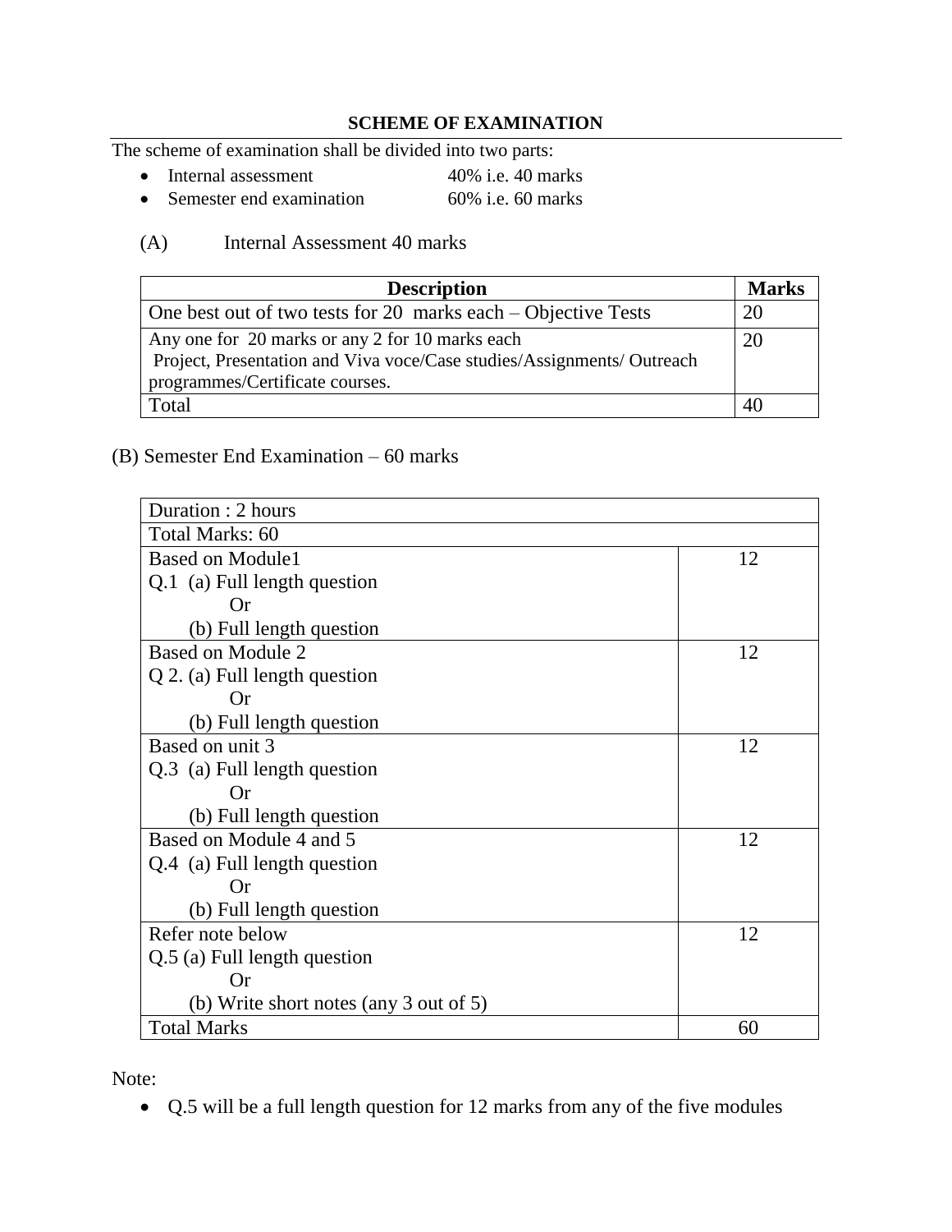## SCHEME OF EXAMINATION

The scheme of examination shall be divided into two parts:

- Internal assessment 40% i.e. 40 marks
- Semester end examination 60% i.e. 60 marks

(A) Internal Assessment 40 marks

| Description | Marks |
|---|---|
| One best out of two tests for 20 marks each – Objective Tests | 20 |
| Any one for 20 marks or any 2 for 10 marks each<br>Project, Presentation and Viva voce/Case studies/Assignments/ Outreach programmes/Certificate courses. | 20 |
| Total | 40 |

(B) Semester End Examination – 60 marks

| Duration : 2 hours | |
|---|---|
| Total Marks: 60 | |
| Based on Module1<br>Q.1 (a) Full length question<br>Or<br>(b) Full length question | 12 |
| Based on Module 2<br>Q 2. (a) Full length question<br>Or<br>(b) Full length question | 12 |
| Based on unit 3<br>Q.3 (a) Full length question<br>Or<br>(b) Full length question | 12 |
| Based on Module 4 and 5<br>Q.4 (a) Full length question<br>Or<br>(b) Full length question | 12 |
| Refer note below<br>Q.5 (a) Full length question<br>Or<br>(b) Write short notes (any 3 out of 5) | 12 |
| Total Marks | 60 |

Note:

- Q.5 will be a full length question for 12 marks from any of the five modules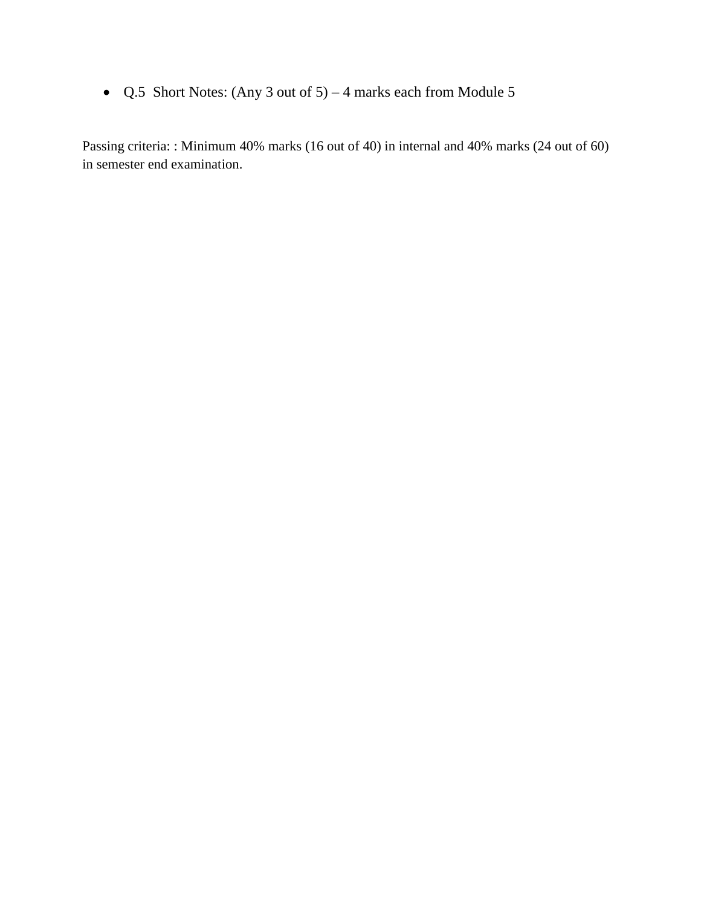- Q.5 Short Notes: (Any 3 out of 5) – 4 marks each from Module 5

Passing criteria: : Minimum 40% marks (16 out of 40) in internal and 40% marks (24 out of 60) in semester end examination.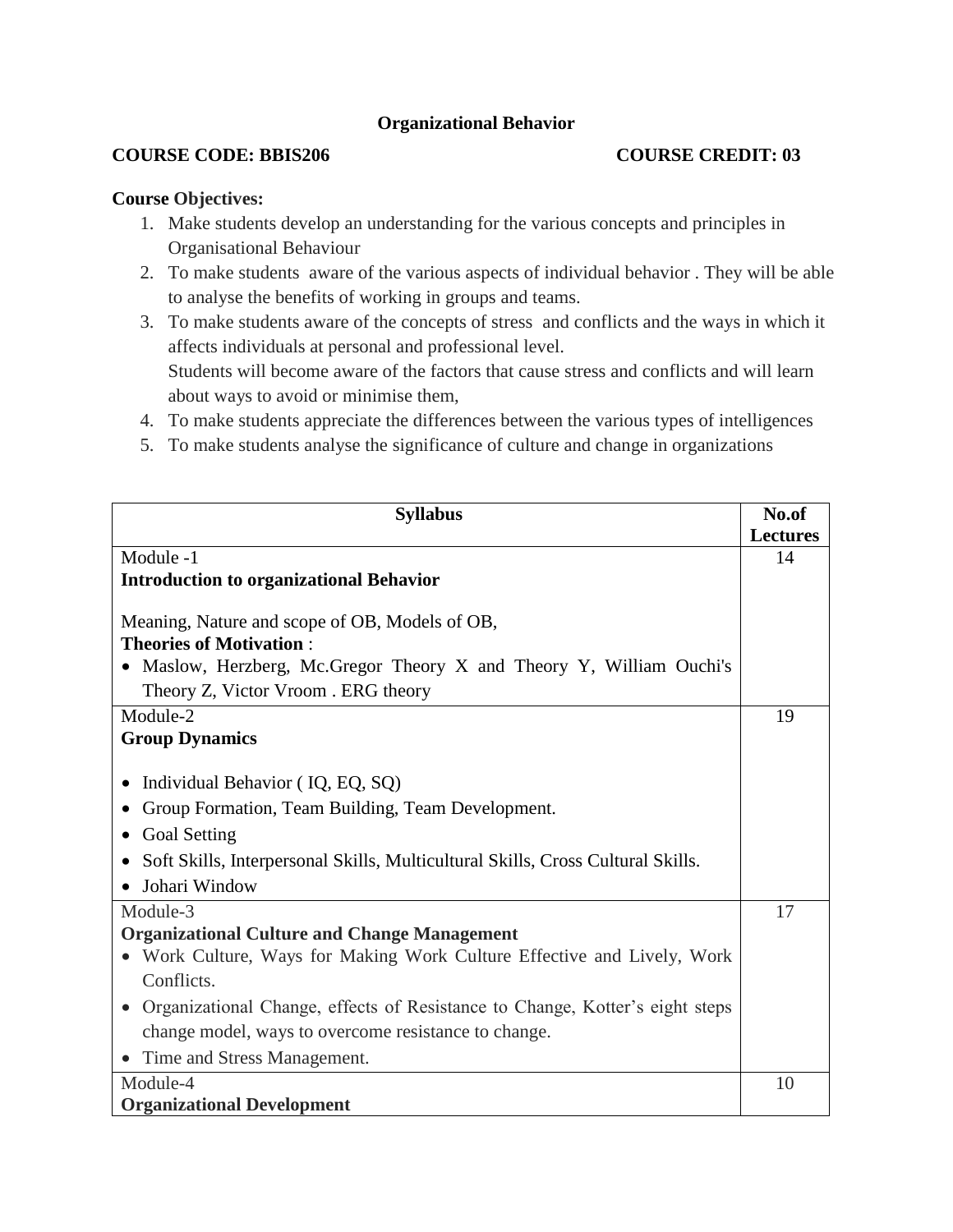**Organizational Behavior**

**COURSE CODE: BBIS206** **COURSE CREDIT: 03**

**Course Objectives:**

1. Make students develop an understanding for the various concepts and principles in Organisational Behaviour
2. To make students aware of the various aspects of individual behavior . They will be able to analyse the benefits of working in groups and teams.
3. To make students aware of the concepts of stress and conflicts and the ways in which it affects individuals at personal and professional level.
   Students will become aware of the factors that cause stress and conflicts and will learn about ways to avoid or minimise them,
4. To make students appreciate the differences between the various types of intelligences
5. To make students analyse the significance of culture and change in organizations

| **Syllabus** | **No.of Lectures** |
|---|---|
| Module -1<br>**Introduction to organizational Behavior**<br><br>Meaning, Nature and scope of OB, Models of OB,<br>**Theories of Motivation** :<br>• Maslow, Herzberg, Mc.Gregor Theory X and Theory Y, William Ouchi's Theory Z, Victor Vroom . ERG theory | 14 |
| Module-2<br>**Group Dynamics**<br><br>• Individual Behavior ( IQ, EQ, SQ)<br>• Group Formation, Team Building, Team Development.<br>• Goal Setting<br>• Soft Skills, Interpersonal Skills, Multicultural Skills, Cross Cultural Skills.<br>• Johari Window | 19 |
| Module-3<br>**Organizational Culture and Change Management**<br>• Work Culture, Ways for Making Work Culture Effective and Lively, Work Conflicts.<br>• Organizational Change, effects of Resistance to Change, Kotter's eight steps change model, ways to overcome resistance to change.<br>• Time and Stress Management. | 17 |
| Module-4<br>**Organizational Development** | 10 |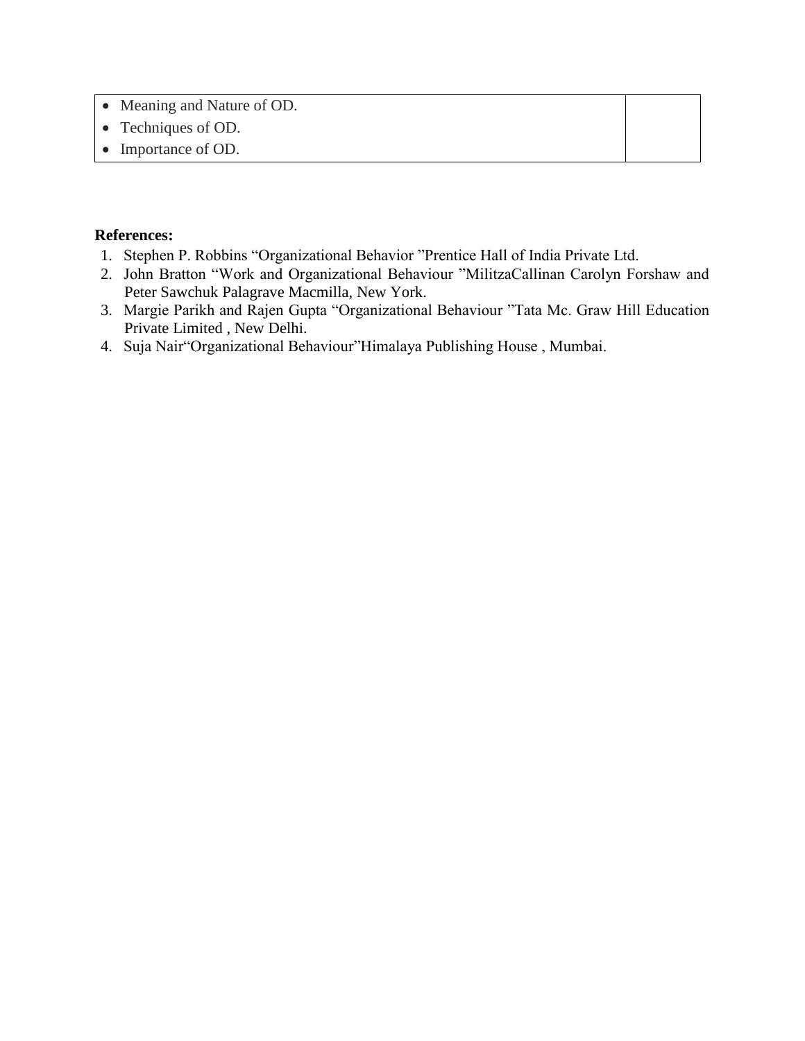| | |
|---|---|
| • Meaning and Nature of OD.<br>• Techniques of OD.<br>• Importance of OD. | |

**References:**

1. Stephen P. Robbins "Organizational Behavior "Prentice Hall of India Private Ltd.
2. John Bratton "Work and Organizational Behaviour "MilitzaCallinan Carolyn Forshaw and Peter Sawchuk Palagrave Macmilla, New York.
3. Margie Parikh and Rajen Gupta "Organizational Behaviour "Tata Mc. Graw Hill Education Private Limited , New Delhi.
4. Suja Nair"Organizational Behaviour"Himalaya Publishing House , Mumbai.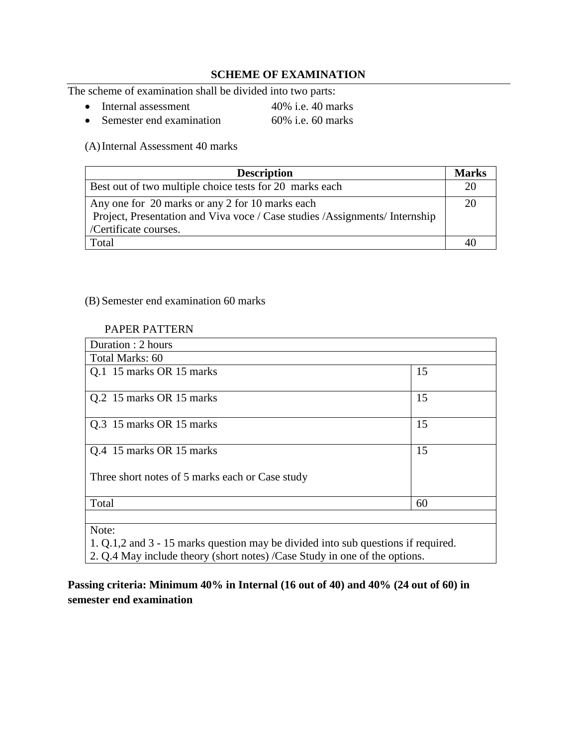## SCHEME OF EXAMINATION

The scheme of examination shall be divided into two parts:

- Internal assessment 40% i.e. 40 marks
- Semester end examination 60% i.e. 60 marks

(A) Internal Assessment 40 marks

| Description | Marks |
|---|---|
| Best out of two multiple choice tests for 20 marks each | 20 |
| Any one for 20 marks or any 2 for 10 marks each<br>Project, Presentation and Viva voce / Case studies /Assignments/ Internship /Certificate courses. | 20 |
| Total | 40 |

(B) Semester end examination 60 marks

PAPER PATTERN

| Duration : 2 hours | |
|---|---|
| Total Marks: 60 | |
| Q.1 15 marks OR 15 marks | 15 |
| Q.2 15 marks OR 15 marks | 15 |
| Q.3 15 marks OR 15 marks | 15 |
| Q.4 15 marks OR 15 marks<br><br>Three short notes of 5 marks each or Case study | 15 |
| Total | 60 |
| | |
| Note:<br>1. Q.1,2 and 3 - 15 marks question may be divided into sub questions if required.<br>2. Q.4 May include theory (short notes) /Case Study in one of the options. | |

**Passing criteria: Minimum 40% in Internal (16 out of 40) and 40% (24 out of 60) in semester end examination**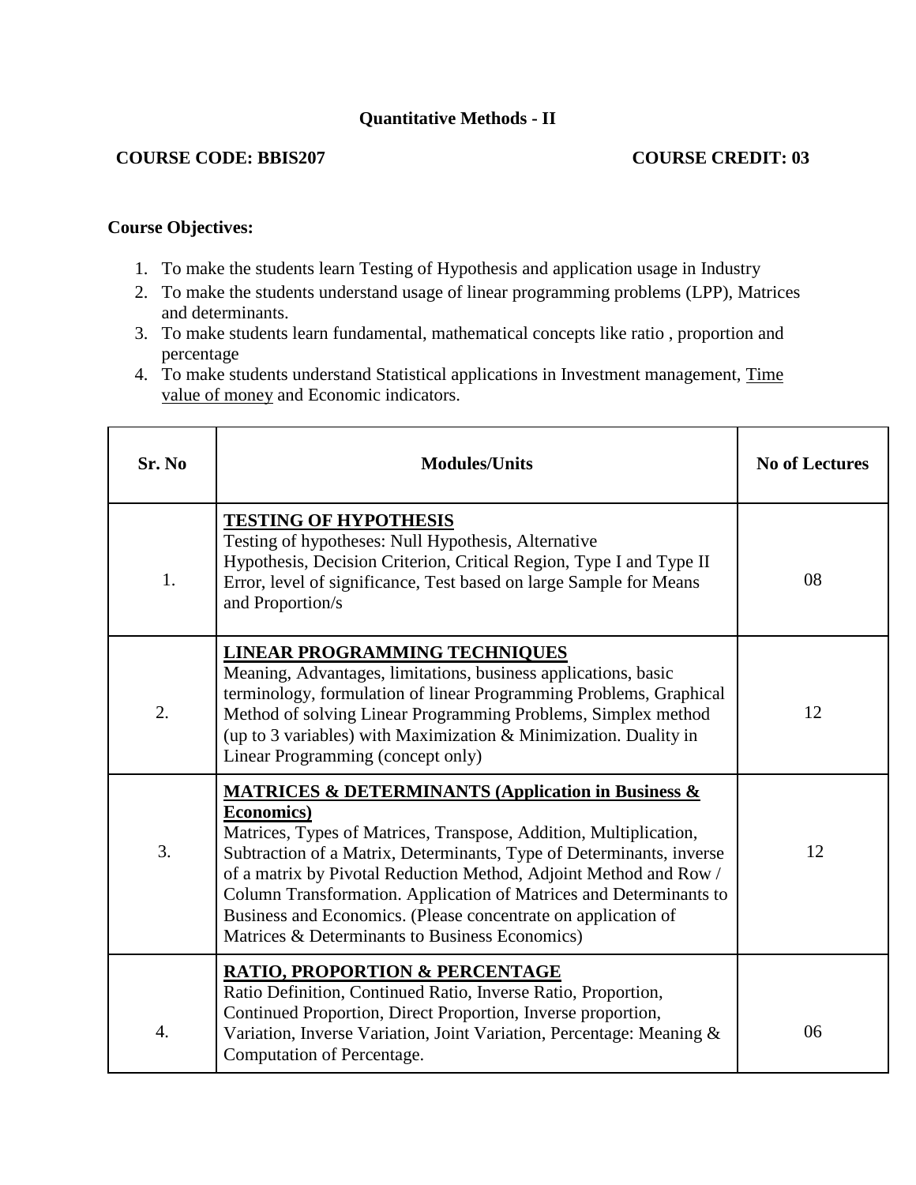# Quantitative Methods - II

**COURSE CODE: BBIS207** **COURSE CREDIT: 03**

**Course Objectives:**

1. To make the students learn Testing of Hypothesis and application usage in Industry
2. To make the students understand usage of linear programming problems (LPP), Matrices and determinants.
3. To make students learn fundamental, mathematical concepts like ratio , proportion and percentage
4. To make students understand Statistical applications in Investment management, Time value of money and Economic indicators.

| Sr. No | Modules/Units | No of Lectures |
|---|---|---|
| 1. | **TESTING OF HYPOTHESIS**<br>Testing of hypotheses: Null Hypothesis, Alternative Hypothesis, Decision Criterion, Critical Region, Type I and Type II Error, level of significance, Test based on large Sample for Means and Proportion/s | 08 |
| 2. | **LINEAR PROGRAMMING TECHNIQUES**<br>Meaning, Advantages, limitations, business applications, basic terminology, formulation of linear Programming Problems, Graphical Method of solving Linear Programming Problems, Simplex method (up to 3 variables) with Maximization & Minimization. Duality in Linear Programming (concept only) | 12 |
| 3. | **MATRICES & DETERMINANTS (Application in Business & Economics)**<br>Matrices, Types of Matrices, Transpose, Addition, Multiplication, Subtraction of a Matrix, Determinants, Type of Determinants, inverse of a matrix by Pivotal Reduction Method, Adjoint Method and Row / Column Transformation. Application of Matrices and Determinants to Business and Economics. (Please concentrate on application of Matrices & Determinants to Business Economics) | 12 |
| 4. | **RATIO, PROPORTION & PERCENTAGE**<br>Ratio Definition, Continued Ratio, Inverse Ratio, Proportion, Continued Proportion, Direct Proportion, Inverse proportion, Variation, Inverse Variation, Joint Variation, Percentage: Meaning & Computation of Percentage. | 06 |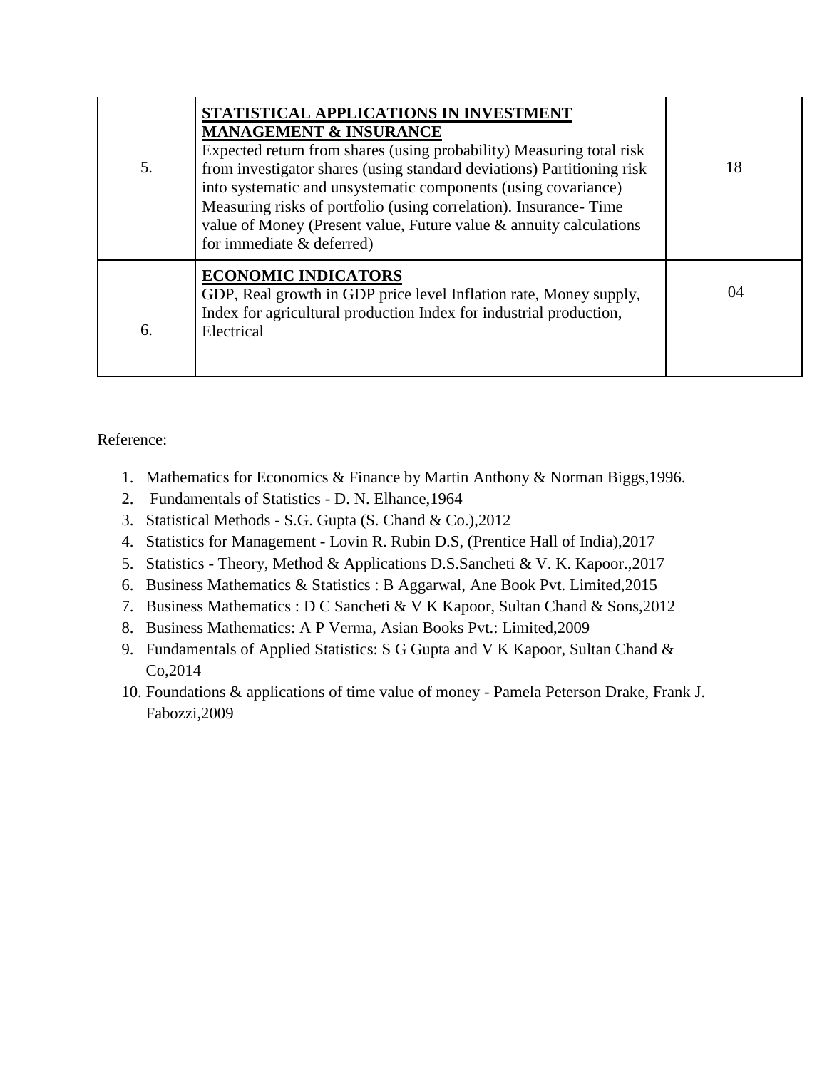| | | |
|---|---|---|
| 5. | **STATISTICAL APPLICATIONS IN INVESTMENT MANAGEMENT & INSURANCE**<br>Expected return from shares (using probability) Measuring total risk from investigator shares (using standard deviations) Partitioning risk into systematic and unsystematic components (using covariance) Measuring risks of portfolio (using correlation). Insurance- Time value of Money (Present value, Future value & annuity calculations for immediate & deferred) | 18 |
| 6. | **ECONOMIC INDICATORS**<br>GDP, Real growth in GDP price level Inflation rate, Money supply, Index for agricultural production Index for industrial production, Electrical | 04 |

Reference:

1. Mathematics for Economics & Finance by Martin Anthony & Norman Biggs,1996.
2. Fundamentals of Statistics - D. N. Elhance,1964
3. Statistical Methods - S.G. Gupta (S. Chand & Co.),2012
4. Statistics for Management - Lovin R. Rubin D.S, (Prentice Hall of India),2017
5. Statistics - Theory, Method & Applications D.S.Sancheti & V. K. Kapoor.,2017
6. Business Mathematics & Statistics : B Aggarwal, Ane Book Pvt. Limited,2015
7. Business Mathematics : D C Sancheti & V K Kapoor, Sultan Chand & Sons,2012
8. Business Mathematics: A P Verma, Asian Books Pvt.: Limited,2009
9. Fundamentals of Applied Statistics: S G Gupta and V K Kapoor, Sultan Chand & Co,2014
10. Foundations & applications of time value of money - Pamela Peterson Drake, Frank J. Fabozzi,2009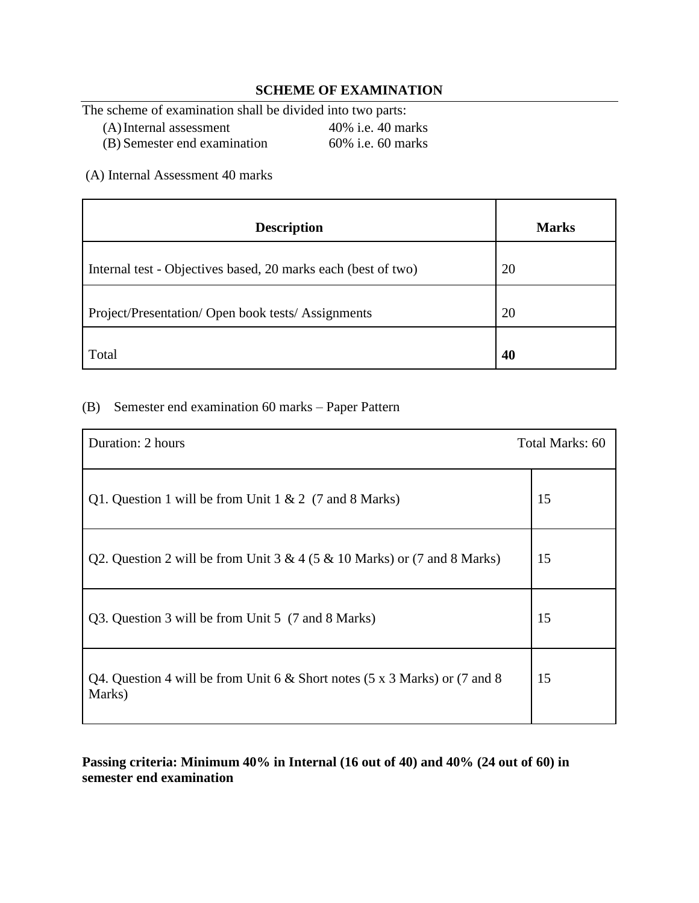## SCHEME OF EXAMINATION

The scheme of examination shall be divided into two parts:

(A) Internal assessment 40% i.e. 40 marks
(B) Semester end examination 60% i.e. 60 marks

(A) Internal Assessment 40 marks

| Description | Marks |
|---|---|
| Internal test - Objectives based, 20 marks each (best of two) | 20 |
| Project/Presentation/ Open book tests/ Assignments | 20 |
| Total | **40** |

(B) Semester end examination 60 marks – Paper Pattern

| Duration: 2 hours | Total Marks: 60 |
|---|---|
| Q1. Question 1 will be from Unit 1 & 2 (7 and 8 Marks) | 15 |
| Q2. Question 2 will be from Unit 3 & 4 (5 & 10 Marks) or (7 and 8 Marks) | 15 |
| Q3. Question 3 will be from Unit 5 (7 and 8 Marks) | 15 |
| Q4. Question 4 will be from Unit 6 & Short notes (5 x 3 Marks) or (7 and 8 Marks) | 15 |

**Passing criteria: Minimum 40% in Internal (16 out of 40) and 40% (24 out of 60) in semester end examination**